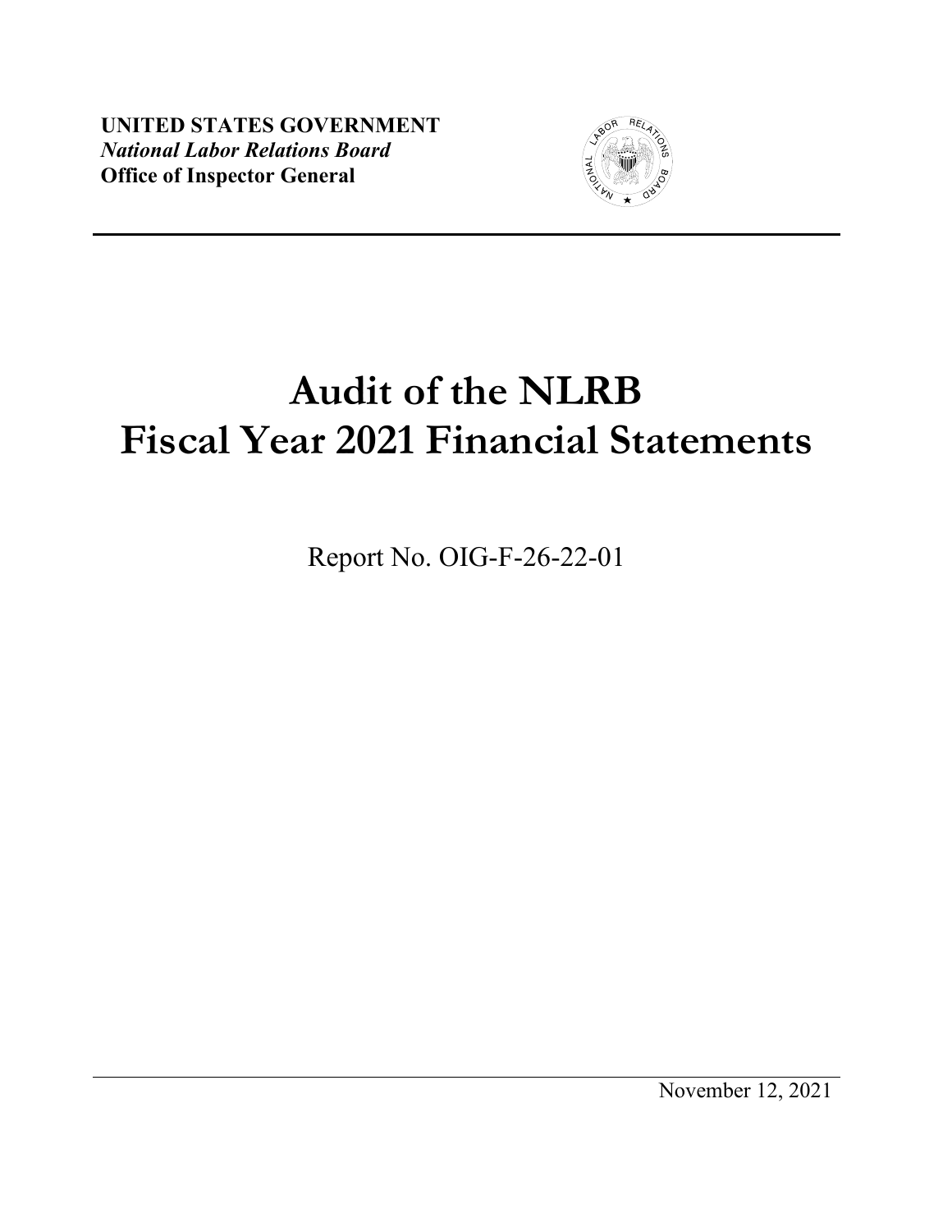**UNITED STATES GOVERNMENT**
***National Labor Relations Board***
**Office of Inspector General**

# Audit of the NLRB Fiscal Year 2021 Financial Statements

Report No. OIG-F-26-22-01

November 12, 2021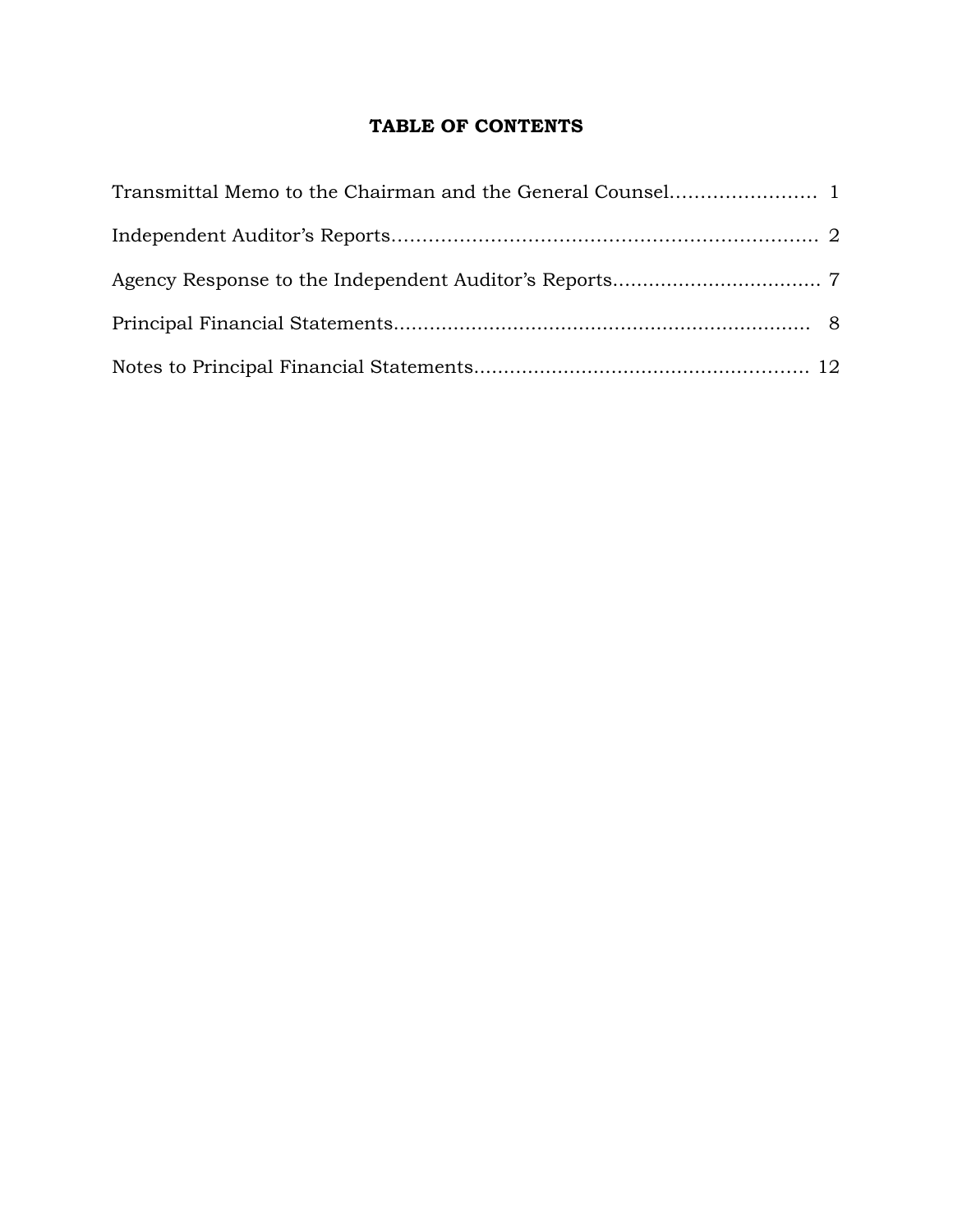# TABLE OF CONTENTS

| | |
|---|---|
| Transmittal Memo to the Chairman and the General Counsel | 1 |
| Independent Auditor's Reports | 2 |
| Agency Response to the Independent Auditor's Reports | 7 |
| Principal Financial Statements | 8 |
| Notes to Principal Financial Statements | 12 |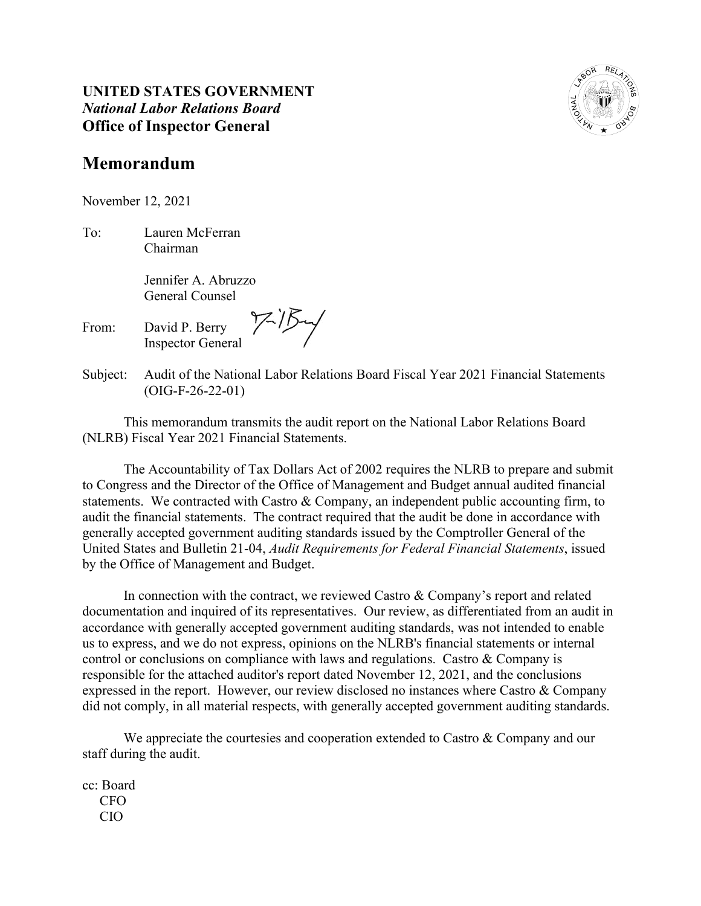**UNITED STATES GOVERNMENT**
***National Labor Relations Board***
**Office of Inspector General**

# Memorandum

November 12, 2021

To: Lauren McFerran
Chairman

Jennifer A. Abruzzo
General Counsel

From: David P. Berry
Inspector General

Subject: Audit of the National Labor Relations Board Fiscal Year 2021 Financial Statements (OIG-F-26-22-01)

This memorandum transmits the audit report on the National Labor Relations Board (NLRB) Fiscal Year 2021 Financial Statements.

The Accountability of Tax Dollars Act of 2002 requires the NLRB to prepare and submit to Congress and the Director of the Office of Management and Budget annual audited financial statements. We contracted with Castro & Company, an independent public accounting firm, to audit the financial statements. The contract required that the audit be done in accordance with generally accepted government auditing standards issued by the Comptroller General of the United States and Bulletin 21-04, *Audit Requirements for Federal Financial Statements*, issued by the Office of Management and Budget.

In connection with the contract, we reviewed Castro & Company's report and related documentation and inquired of its representatives. Our review, as differentiated from an audit in accordance with generally accepted government auditing standards, was not intended to enable us to express, and we do not express, opinions on the NLRB's financial statements or internal control or conclusions on compliance with laws and regulations. Castro & Company is responsible for the attached auditor's report dated November 12, 2021, and the conclusions expressed in the report. However, our review disclosed no instances where Castro & Company did not comply, in all material respects, with generally accepted government auditing standards.

We appreciate the courtesies and cooperation extended to Castro & Company and our staff during the audit.

cc: Board
CFO
CIO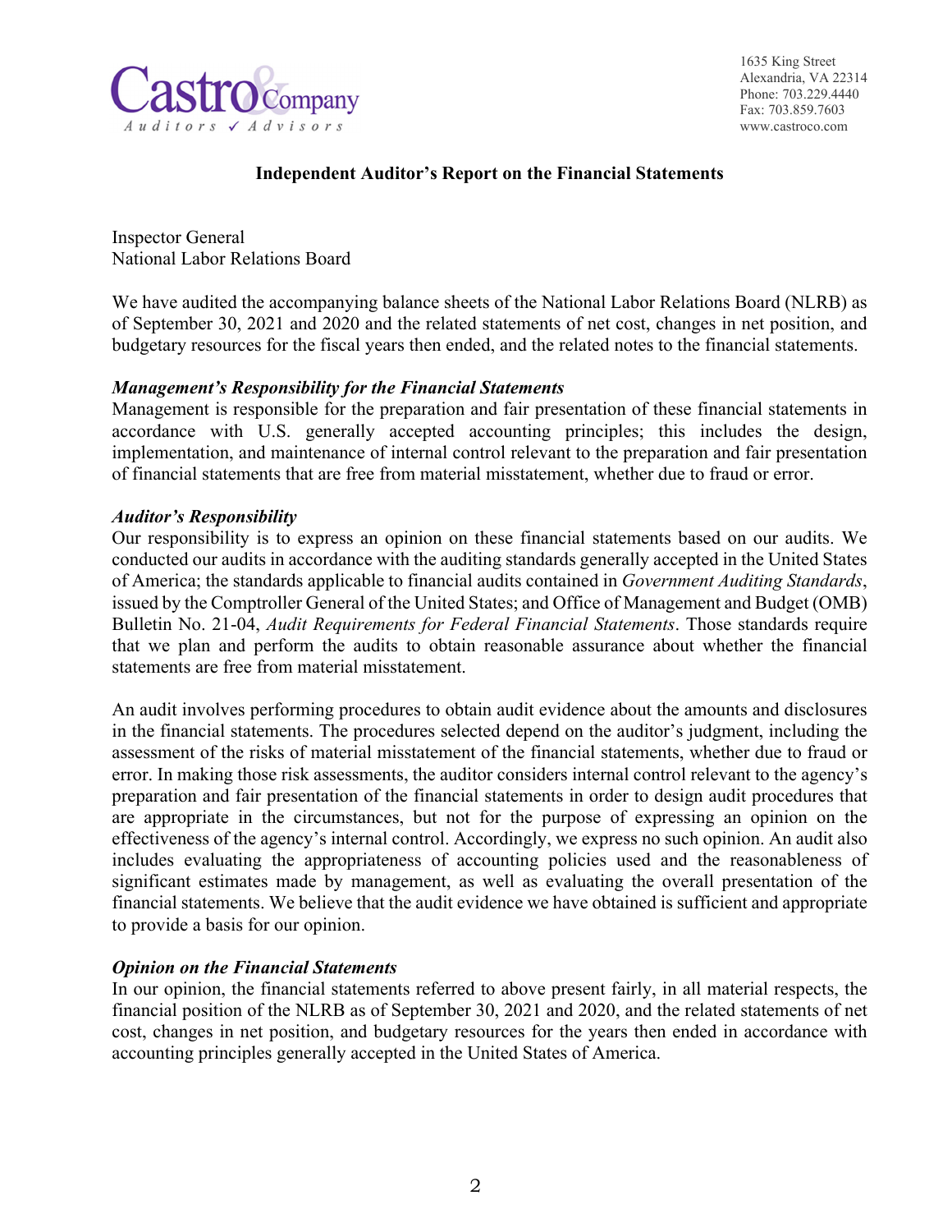Castro & Company
Auditors ✓ Advisors

1635 King Street
Alexandria, VA 22314
Phone: 703.229.4440
Fax: 703.859.7603
www.castroco.com

## Independent Auditor's Report on the Financial Statements

Inspector General
National Labor Relations Board

We have audited the accompanying balance sheets of the National Labor Relations Board (NLRB) as of September 30, 2021 and 2020 and the related statements of net cost, changes in net position, and budgetary resources for the fiscal years then ended, and the related notes to the financial statements.

### *Management's Responsibility for the Financial Statements*

Management is responsible for the preparation and fair presentation of these financial statements in accordance with U.S. generally accepted accounting principles; this includes the design, implementation, and maintenance of internal control relevant to the preparation and fair presentation of financial statements that are free from material misstatement, whether due to fraud or error.

### *Auditor's Responsibility*

Our responsibility is to express an opinion on these financial statements based on our audits. We conducted our audits in accordance with the auditing standards generally accepted in the United States of America; the standards applicable to financial audits contained in *Government Auditing Standards*, issued by the Comptroller General of the United States; and Office of Management and Budget (OMB) Bulletin No. 21-04, *Audit Requirements for Federal Financial Statements*. Those standards require that we plan and perform the audits to obtain reasonable assurance about whether the financial statements are free from material misstatement.

An audit involves performing procedures to obtain audit evidence about the amounts and disclosures in the financial statements. The procedures selected depend on the auditor's judgment, including the assessment of the risks of material misstatement of the financial statements, whether due to fraud or error. In making those risk assessments, the auditor considers internal control relevant to the agency's preparation and fair presentation of the financial statements in order to design audit procedures that are appropriate in the circumstances, but not for the purpose of expressing an opinion on the effectiveness of the agency's internal control. Accordingly, we express no such opinion. An audit also includes evaluating the appropriateness of accounting policies used and the reasonableness of significant estimates made by management, as well as evaluating the overall presentation of the financial statements. We believe that the audit evidence we have obtained is sufficient and appropriate to provide a basis for our opinion.

### *Opinion on the Financial Statements*

In our opinion, the financial statements referred to above present fairly, in all material respects, the financial position of the NLRB as of September 30, 2021 and 2020, and the related statements of net cost, changes in net position, and budgetary resources for the years then ended in accordance with accounting principles generally accepted in the United States of America.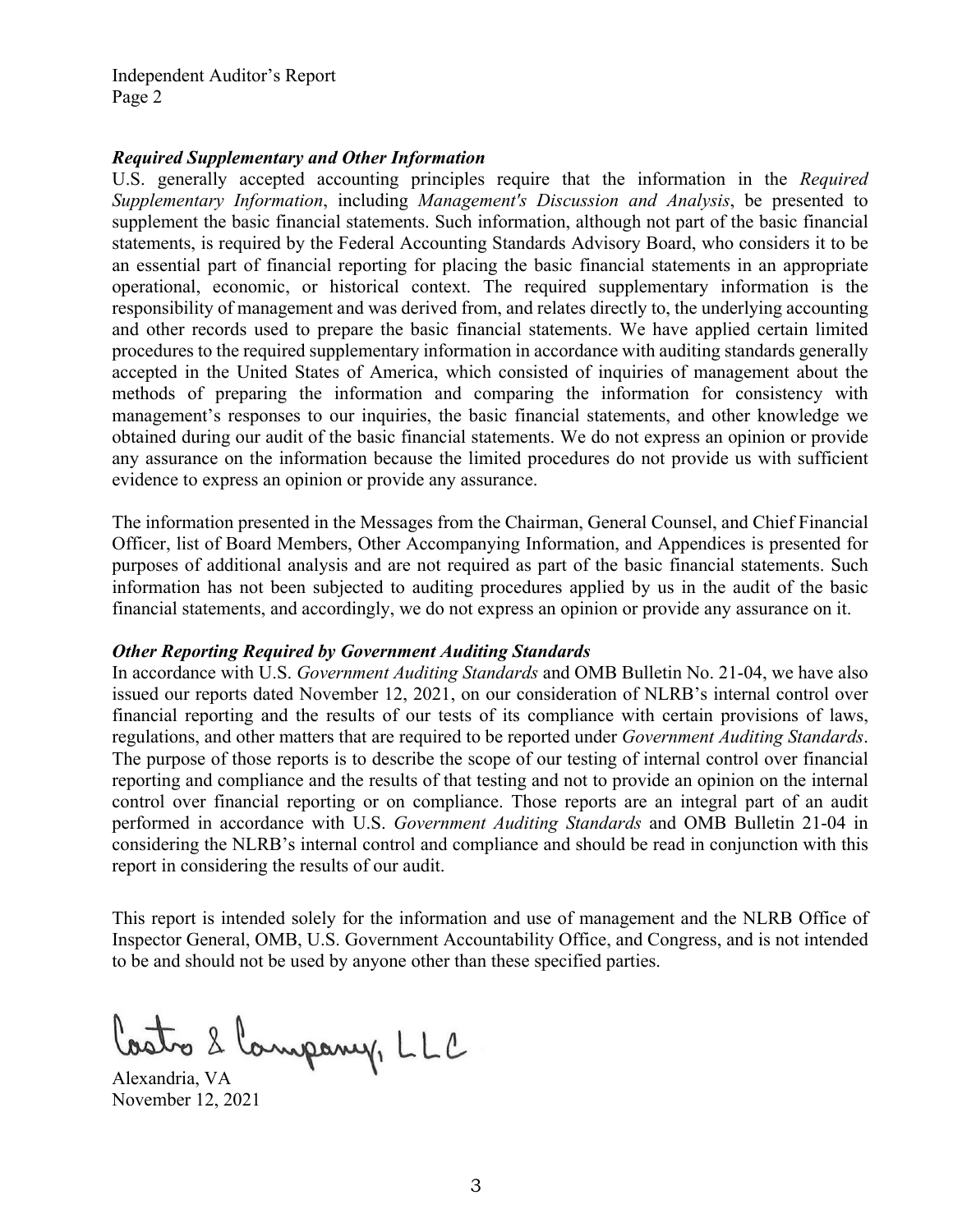### *Required Supplementary and Other Information*

U.S. generally accepted accounting principles require that the information in the *Required Supplementary Information*, including *Management's Discussion and Analysis*, be presented to supplement the basic financial statements. Such information, although not part of the basic financial statements, is required by the Federal Accounting Standards Advisory Board, who considers it to be an essential part of financial reporting for placing the basic financial statements in an appropriate operational, economic, or historical context. The required supplementary information is the responsibility of management and was derived from, and relates directly to, the underlying accounting and other records used to prepare the basic financial statements. We have applied certain limited procedures to the required supplementary information in accordance with auditing standards generally accepted in the United States of America, which consisted of inquiries of management about the methods of preparing the information and comparing the information for consistency with management's responses to our inquiries, the basic financial statements, and other knowledge we obtained during our audit of the basic financial statements. We do not express an opinion or provide any assurance on the information because the limited procedures do not provide us with sufficient evidence to express an opinion or provide any assurance.

The information presented in the Messages from the Chairman, General Counsel, and Chief Financial Officer, list of Board Members, Other Accompanying Information, and Appendices is presented for purposes of additional analysis and are not required as part of the basic financial statements. Such information has not been subjected to auditing procedures applied by us in the audit of the basic financial statements, and accordingly, we do not express an opinion or provide any assurance on it.

### *Other Reporting Required by Government Auditing Standards*

In accordance with U.S. *Government Auditing Standards* and OMB Bulletin No. 21-04, we have also issued our reports dated November 12, 2021, on our consideration of NLRB's internal control over financial reporting and the results of our tests of its compliance with certain provisions of laws, regulations, and other matters that are required to be reported under *Government Auditing Standards*. The purpose of those reports is to describe the scope of our testing of internal control over financial reporting and compliance and the results of that testing and not to provide an opinion on the internal control over financial reporting or on compliance. Those reports are an integral part of an audit performed in accordance with U.S. *Government Auditing Standards* and OMB Bulletin 21-04 in considering the NLRB's internal control and compliance and should be read in conjunction with this report in considering the results of our audit.

This report is intended solely for the information and use of management and the NLRB Office of Inspector General, OMB, U.S. Government Accountability Office, and Congress, and is not intended to be and should not be used by anyone other than these specified parties.

Castro & Company, LLC

Alexandria, VA
November 12, 2021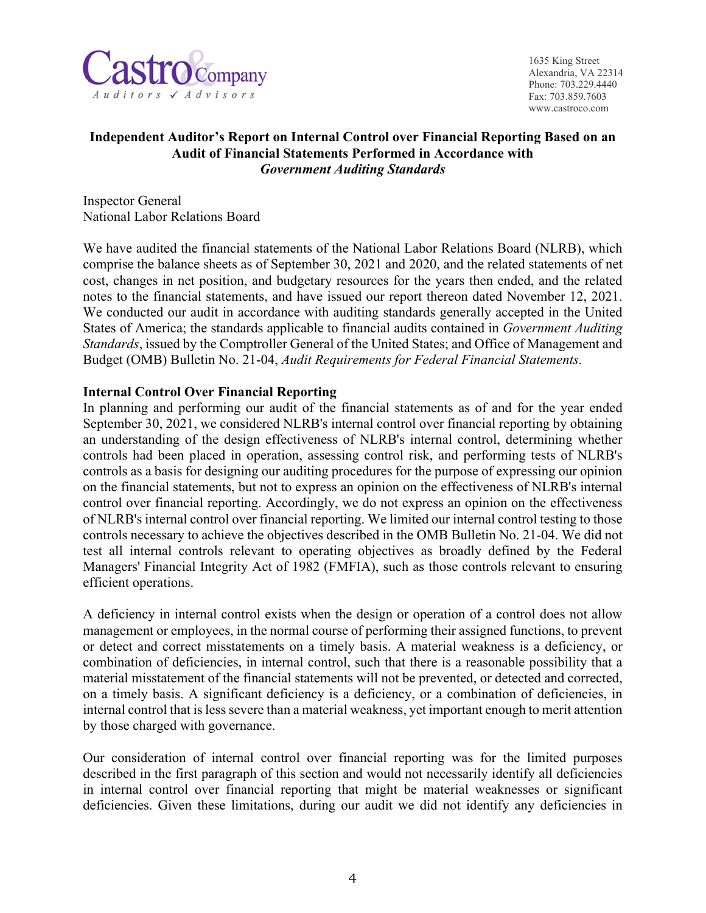Castro & Company
Auditors ✓ Advisors

1635 King Street
Alexandria, VA 22314
Phone: 703.229.4440
Fax: 703.859.7603
www.castroco.com

## Independent Auditor's Report on Internal Control over Financial Reporting Based on an Audit of Financial Statements Performed in Accordance with *Government Auditing Standards*

Inspector General
National Labor Relations Board

We have audited the financial statements of the National Labor Relations Board (NLRB), which comprise the balance sheets as of September 30, 2021 and 2020, and the related statements of net cost, changes in net position, and budgetary resources for the years then ended, and the related notes to the financial statements, and have issued our report thereon dated November 12, 2021. We conducted our audit in accordance with auditing standards generally accepted in the United States of America; the standards applicable to financial audits contained in *Government Auditing Standards*, issued by the Comptroller General of the United States; and Office of Management and Budget (OMB) Bulletin No. 21-04, *Audit Requirements for Federal Financial Statements*.

**Internal Control Over Financial Reporting**

In planning and performing our audit of the financial statements as of and for the year ended September 30, 2021, we considered NLRB's internal control over financial reporting by obtaining an understanding of the design effectiveness of NLRB's internal control, determining whether controls had been placed in operation, assessing control risk, and performing tests of NLRB's controls as a basis for designing our auditing procedures for the purpose of expressing our opinion on the financial statements, but not to express an opinion on the effectiveness of NLRB's internal control over financial reporting. Accordingly, we do not express an opinion on the effectiveness of NLRB's internal control over financial reporting. We limited our internal control testing to those controls necessary to achieve the objectives described in the OMB Bulletin No. 21-04. We did not test all internal controls relevant to operating objectives as broadly defined by the Federal Managers' Financial Integrity Act of 1982 (FMFIA), such as those controls relevant to ensuring efficient operations.

A deficiency in internal control exists when the design or operation of a control does not allow management or employees, in the normal course of performing their assigned functions, to prevent or detect and correct misstatements on a timely basis. A material weakness is a deficiency, or combination of deficiencies, in internal control, such that there is a reasonable possibility that a material misstatement of the financial statements will not be prevented, or detected and corrected, on a timely basis. A significant deficiency is a deficiency, or a combination of deficiencies, in internal control that is less severe than a material weakness, yet important enough to merit attention by those charged with governance.

Our consideration of internal control over financial reporting was for the limited purposes described in the first paragraph of this section and would not necessarily identify all deficiencies in internal control over financial reporting that might be material weaknesses or significant deficiencies. Given these limitations, during our audit we did not identify any deficiencies in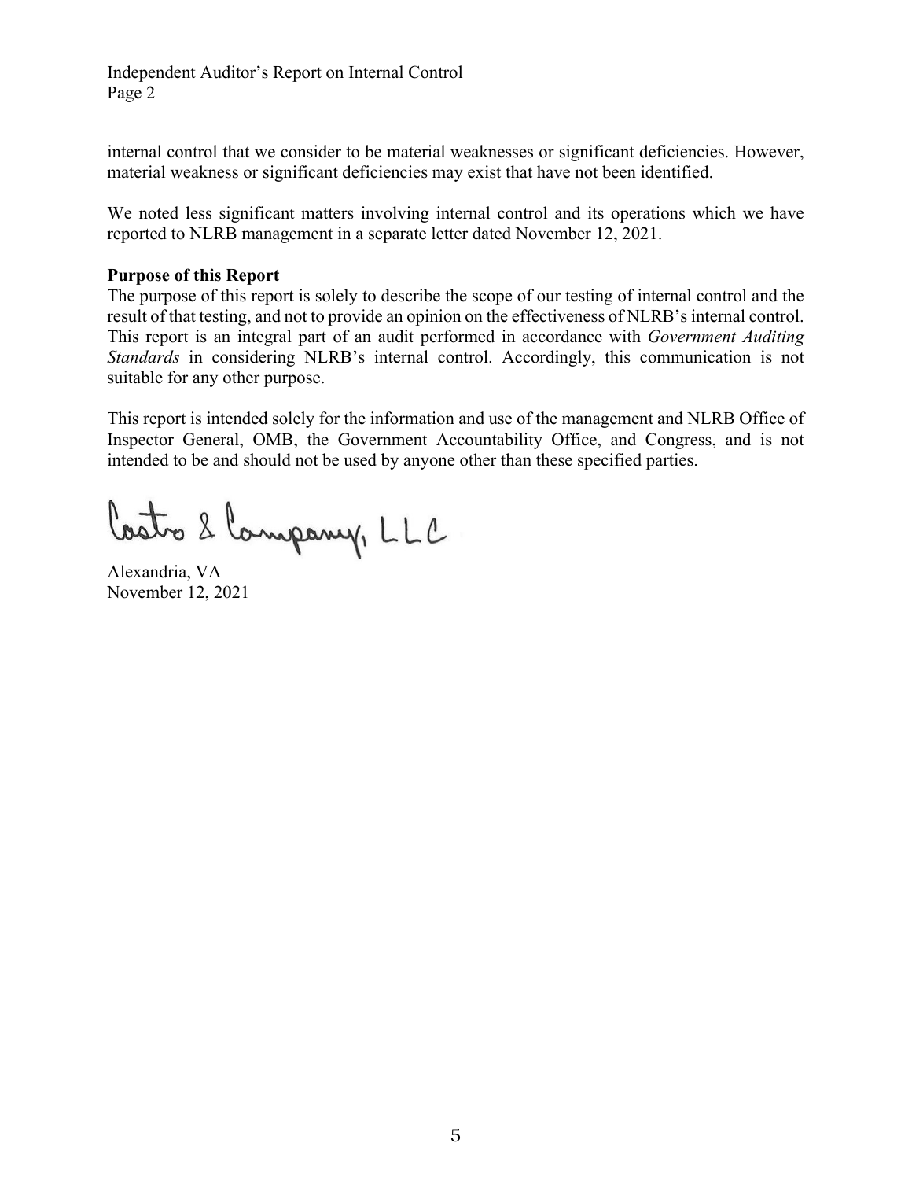internal control that we consider to be material weaknesses or significant deficiencies. However, material weakness or significant deficiencies may exist that have not been identified.

We noted less significant matters involving internal control and its operations which we have reported to NLRB management in a separate letter dated November 12, 2021.

**Purpose of this Report**

The purpose of this report is solely to describe the scope of our testing of internal control and the result of that testing, and not to provide an opinion on the effectiveness of NLRB's internal control. This report is an integral part of an audit performed in accordance with *Government Auditing Standards* in considering NLRB's internal control. Accordingly, this communication is not suitable for any other purpose.

This report is intended solely for the information and use of the management and NLRB Office of Inspector General, OMB, the Government Accountability Office, and Congress, and is not intended to be and should not be used by anyone other than these specified parties.

Castro & Company, LLC

Alexandria, VA
November 12, 2021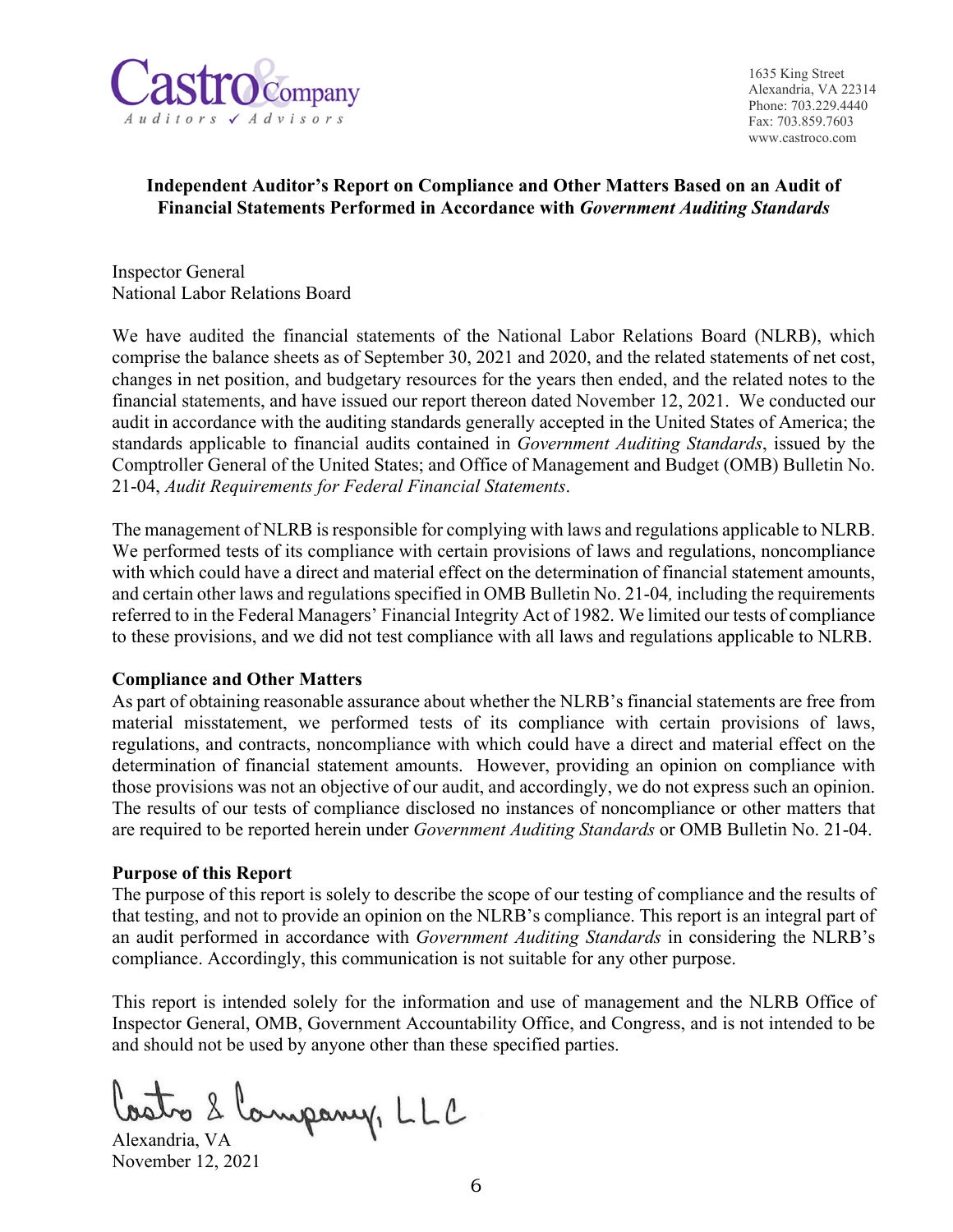Castro & Company
Auditors ✓ Advisors

1635 King Street
Alexandria, VA 22314
Phone: 703.229.4440
Fax: 703.859.7603
www.castroco.com

## Independent Auditor's Report on Compliance and Other Matters Based on an Audit of Financial Statements Performed in Accordance with *Government Auditing Standards*

Inspector General
National Labor Relations Board

We have audited the financial statements of the National Labor Relations Board (NLRB), which comprise the balance sheets as of September 30, 2021 and 2020, and the related statements of net cost, changes in net position, and budgetary resources for the years then ended, and the related notes to the financial statements, and have issued our report thereon dated November 12, 2021. We conducted our audit in accordance with the auditing standards generally accepted in the United States of America; the standards applicable to financial audits contained in *Government Auditing Standards*, issued by the Comptroller General of the United States; and Office of Management and Budget (OMB) Bulletin No. 21-04, *Audit Requirements for Federal Financial Statements*.

The management of NLRB is responsible for complying with laws and regulations applicable to NLRB. We performed tests of its compliance with certain provisions of laws and regulations, noncompliance with which could have a direct and material effect on the determination of financial statement amounts, and certain other laws and regulations specified in OMB Bulletin No. 21-04, including the requirements referred to in the Federal Managers' Financial Integrity Act of 1982. We limited our tests of compliance to these provisions, and we did not test compliance with all laws and regulations applicable to NLRB.

**Compliance and Other Matters**

As part of obtaining reasonable assurance about whether the NLRB's financial statements are free from material misstatement, we performed tests of its compliance with certain provisions of laws, regulations, and contracts, noncompliance with which could have a direct and material effect on the determination of financial statement amounts. However, providing an opinion on compliance with those provisions was not an objective of our audit, and accordingly, we do not express such an opinion. The results of our tests of compliance disclosed no instances of noncompliance or other matters that are required to be reported herein under *Government Auditing Standards* or OMB Bulletin No. 21-04.

**Purpose of this Report**

The purpose of this report is solely to describe the scope of our testing of compliance and the results of that testing, and not to provide an opinion on the NLRB's compliance. This report is an integral part of an audit performed in accordance with *Government Auditing Standards* in considering the NLRB's compliance. Accordingly, this communication is not suitable for any other purpose.

This report is intended solely for the information and use of management and the NLRB Office of Inspector General, OMB, Government Accountability Office, and Congress, and is not intended to be and should not be used by anyone other than these specified parties.

Castro & Company, LLC

Alexandria, VA
November 12, 2021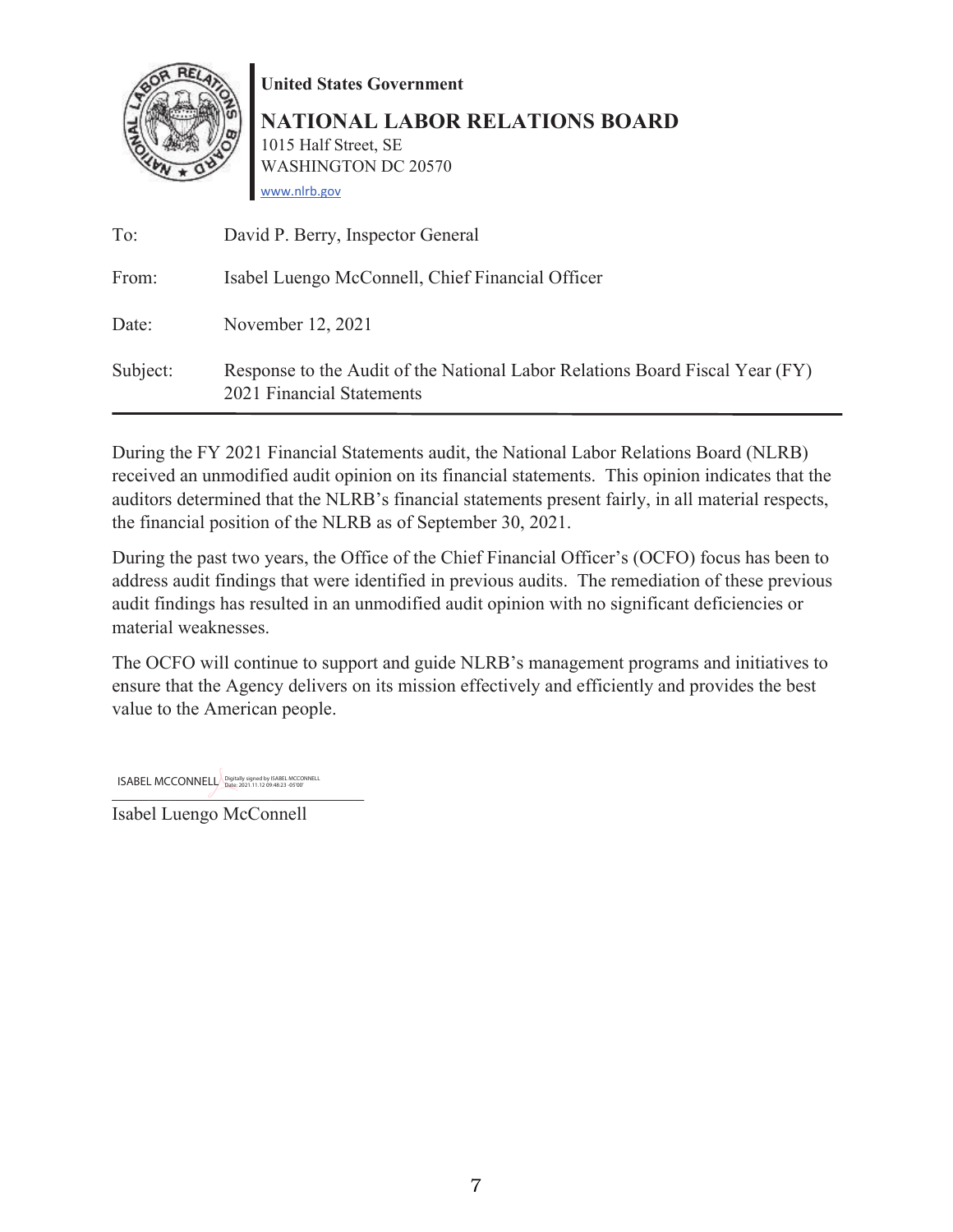**United States Government**

**NATIONAL LABOR RELATIONS BOARD**
1015 Half Street, SE
WASHINGTON DC 20570
www.nlrb.gov

| | |
|---|---|
| To: | David P. Berry, Inspector General |
| From: | Isabel Luengo McConnell, Chief Financial Officer |
| Date: | November 12, 2021 |
| Subject: | Response to the Audit of the National Labor Relations Board Fiscal Year (FY) 2021 Financial Statements |

During the FY 2021 Financial Statements audit, the National Labor Relations Board (NLRB) received an unmodified audit opinion on its financial statements. This opinion indicates that the auditors determined that the NLRB's financial statements present fairly, in all material respects, the financial position of the NLRB as of September 30, 2021.

During the past two years, the Office of the Chief Financial Officer's (OCFO) focus has been to address audit findings that were identified in previous audits. The remediation of these previous audit findings has resulted in an unmodified audit opinion with no significant deficiencies or material weaknesses.

The OCFO will continue to support and guide NLRB's management programs and initiatives to ensure that the Agency delivers on its mission effectively and efficiently and provides the best value to the American people.

ISABEL MCCONNELL Digitally signed by ISABEL MCCONNELL Date: 2021.11.12 09:48:23 -05'00'

Isabel Luengo McConnell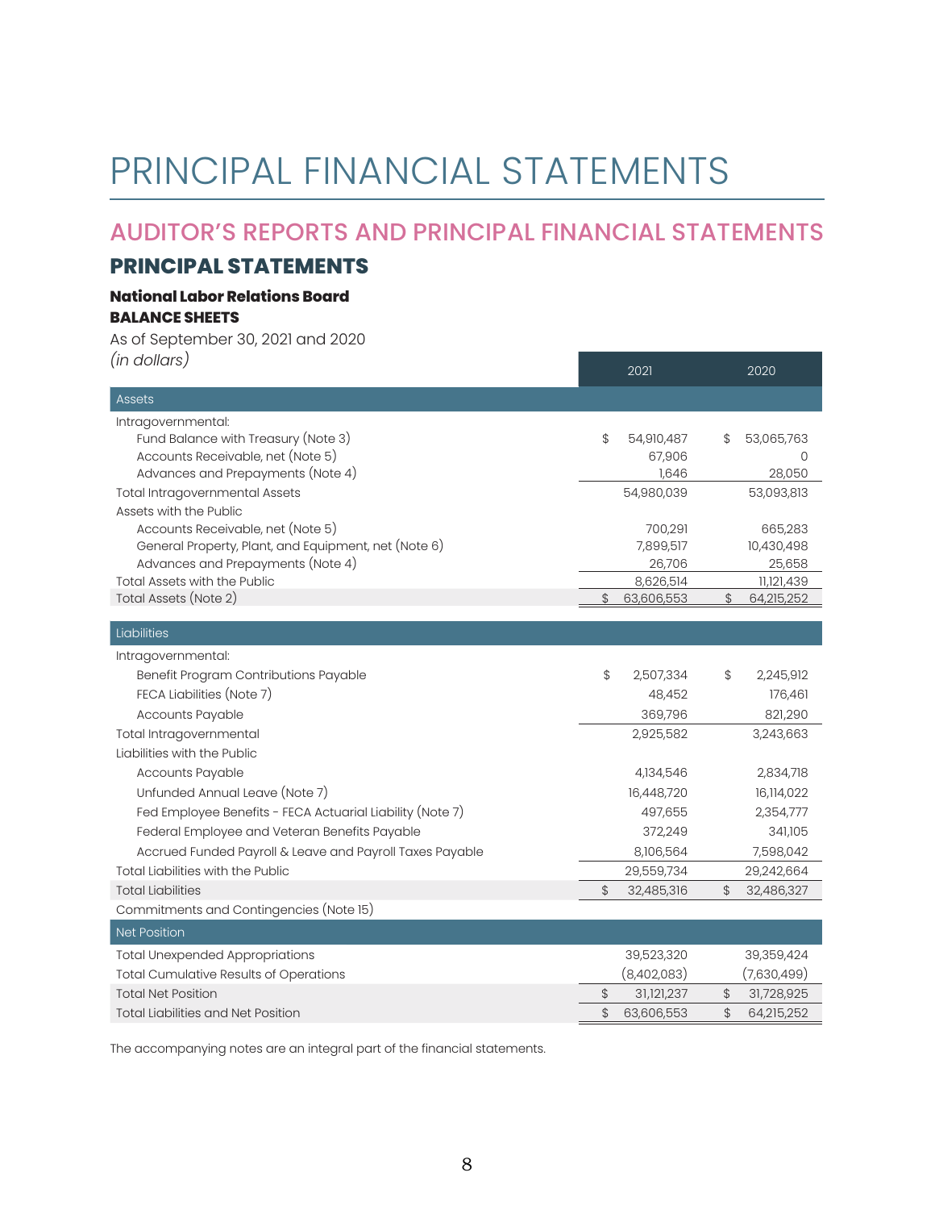# PRINCIPAL FINANCIAL STATEMENTS

## AUDITOR'S REPORTS AND PRINCIPAL FINANCIAL STATEMENTS

### PRINCIPAL STATEMENTS

**National Labor Relations Board**
**BALANCE SHEETS**
As of September 30, 2021 and 2020
*(in dollars)*

| | 2021 | 2020 |
|---|---|---|
| **Assets** | | |
| Intragovernmental: | | |
| Fund Balance with Treasury (Note 3) | $ 54,910,487 | $ 53,065,763 |
| Accounts Receivable, net (Note 5) | 67,906 | 0 |
| Advances and Prepayments (Note 4) | 1,646 | 28,050 |
| Total Intragovernmental Assets | 54,980,039 | 53,093,813 |
| Assets with the Public | | |
| Accounts Receivable, net (Note 5) | 700,291 | 665,283 |
| General Property, Plant, and Equipment, net (Note 6) | 7,899,517 | 10,430,498 |
| Advances and Prepayments (Note 4) | 26,706 | 25,658 |
| Total Assets with the Public | 8,626,514 | 11,121,439 |
| Total Assets (Note 2) | $ 63,606,553 | $ 64,215,252 |
| **Liabilities** | | |
| Intragovernmental: | | |
| Benefit Program Contributions Payable | $ 2,507,334 | $ 2,245,912 |
| FECA Liabilities (Note 7) | 48,452 | 176,461 |
| Accounts Payable | 369,796 | 821,290 |
| Total Intragovernmental | 2,925,582 | 3,243,663 |
| Liabilities with the Public | | |
| Accounts Payable | 4,134,546 | 2,834,718 |
| Unfunded Annual Leave (Note 7) | 16,448,720 | 16,114,022 |
| Fed Employee Benefits - FECA Actuarial Liability (Note 7) | 497,655 | 2,354,777 |
| Federal Employee and Veteran Benefits Payable | 372,249 | 341,105 |
| Accrued Funded Payroll & Leave and Payroll Taxes Payable | 8,106,564 | 7,598,042 |
| Total Liabilities with the Public | 29,559,734 | 29,242,664 |
| Total Liabilities | $ 32,485,316 | $ 32,486,327 |
| Commitments and Contingencies (Note 15) | | |
| **Net Position** | | |
| Total Unexpended Appropriations | 39,523,320 | 39,359,424 |
| Total Cumulative Results of Operations | (8,402,083) | (7,630,499) |
| Total Net Position | $ 31,121,237 | $ 31,728,925 |
| Total Liabilities and Net Position | $ 63,606,553 | $ 64,215,252 |

The accompanying notes are an integral part of the financial statements.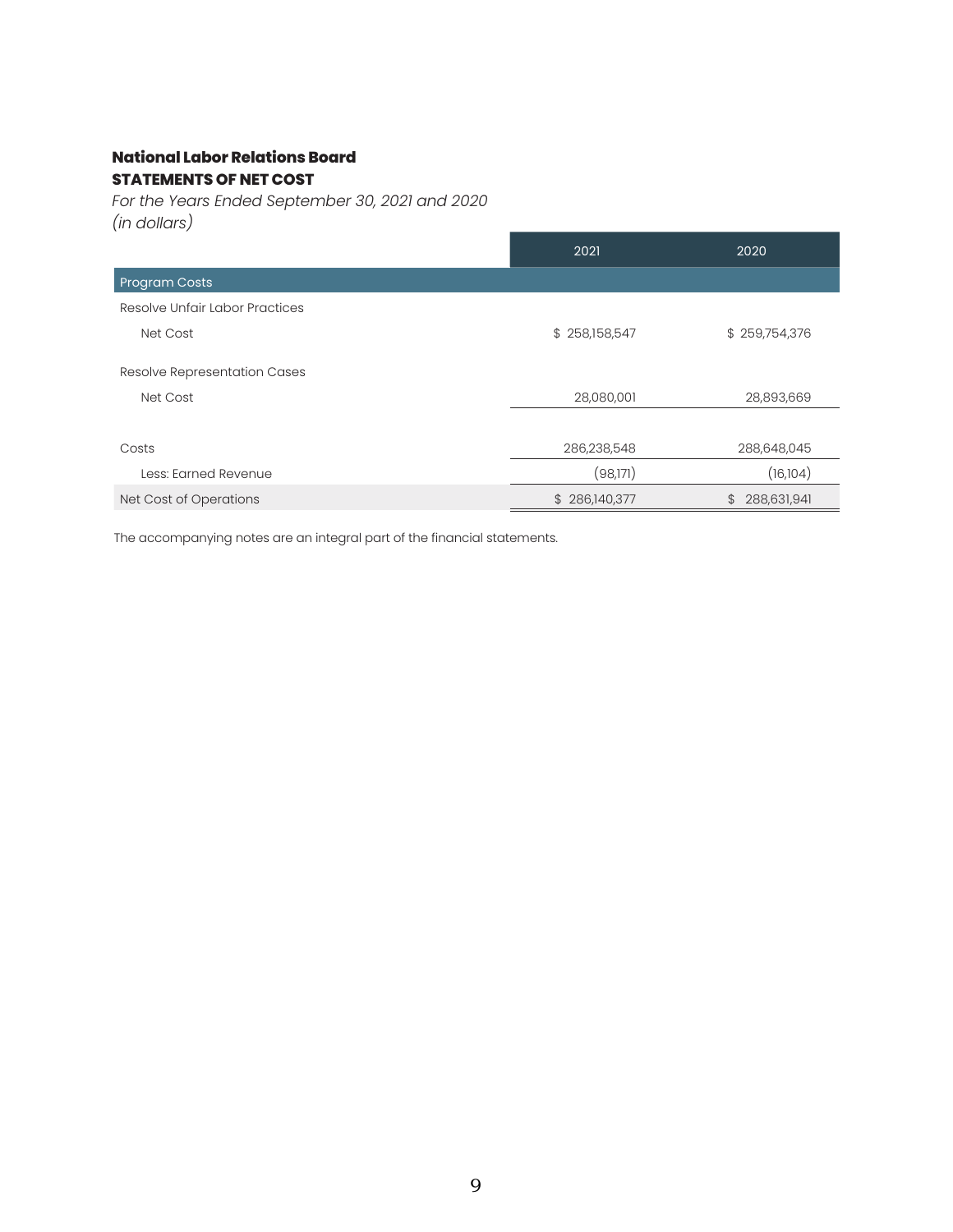**National Labor Relations Board**

**STATEMENTS OF NET COST**

*For the Years Ended September 30, 2021 and 2020*

*(in dollars)*

| | 2021 | 2020 |
|---|---|---|
| Program Costs | | |
| Resolve Unfair Labor Practices | | |
| Net Cost | $ 258,158,547 | $ 259,754,376 |
| Resolve Representation Cases | | |
| Net Cost | 28,080,001 | 28,893,669 |
| Costs | 286,238,548 | 288,648,045 |
| Less: Earned Revenue | (98,171) | (16,104) |
| Net Cost of Operations | $ 286,140,377 | $ 288,631,941 |

The accompanying notes are an integral part of the financial statements.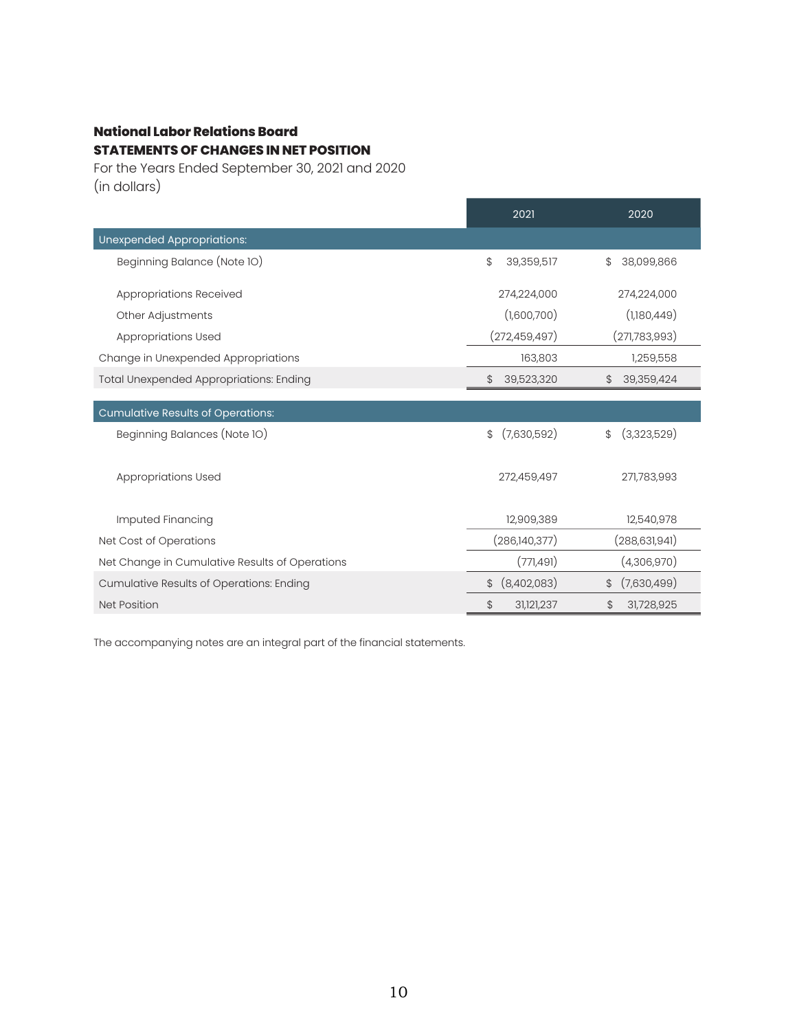**National Labor Relations Board**
**STATEMENTS OF CHANGES IN NET POSITION**
For the Years Ended September 30, 2021 and 2020
(in dollars)

| | 2021 | 2020 |
|---|---|---|
| Unexpended Appropriations: | | |
| Beginning Balance (Note 10) | $ 39,359,517 | $ 38,099,866 |
| Appropriations Received | 274,224,000 | 274,224,000 |
| Other Adjustments | (1,600,700) | (1,180,449) |
| Appropriations Used | (272,459,497) | (271,783,993) |
| Change in Unexpended Appropriations | 163,803 | 1,259,558 |
| Total Unexpended Appropriations: Ending | $ 39,523,320 | $ 39,359,424 |
| Cumulative Results of Operations: | | |
| Beginning Balances (Note 10) | $ (7,630,592) | $ (3,323,529) |
| Appropriations Used | 272,459,497 | 271,783,993 |
| Imputed Financing | 12,909,389 | 12,540,978 |
| Net Cost of Operations | (286,140,377) | (288,631,941) |
| Net Change in Cumulative Results of Operations | (771,491) | (4,306,970) |
| Cumulative Results of Operations: Ending | $ (8,402,083) | $ (7,630,499) |
| Net Position | $ 31,121,237 | $ 31,728,925 |

The accompanying notes are an integral part of the financial statements.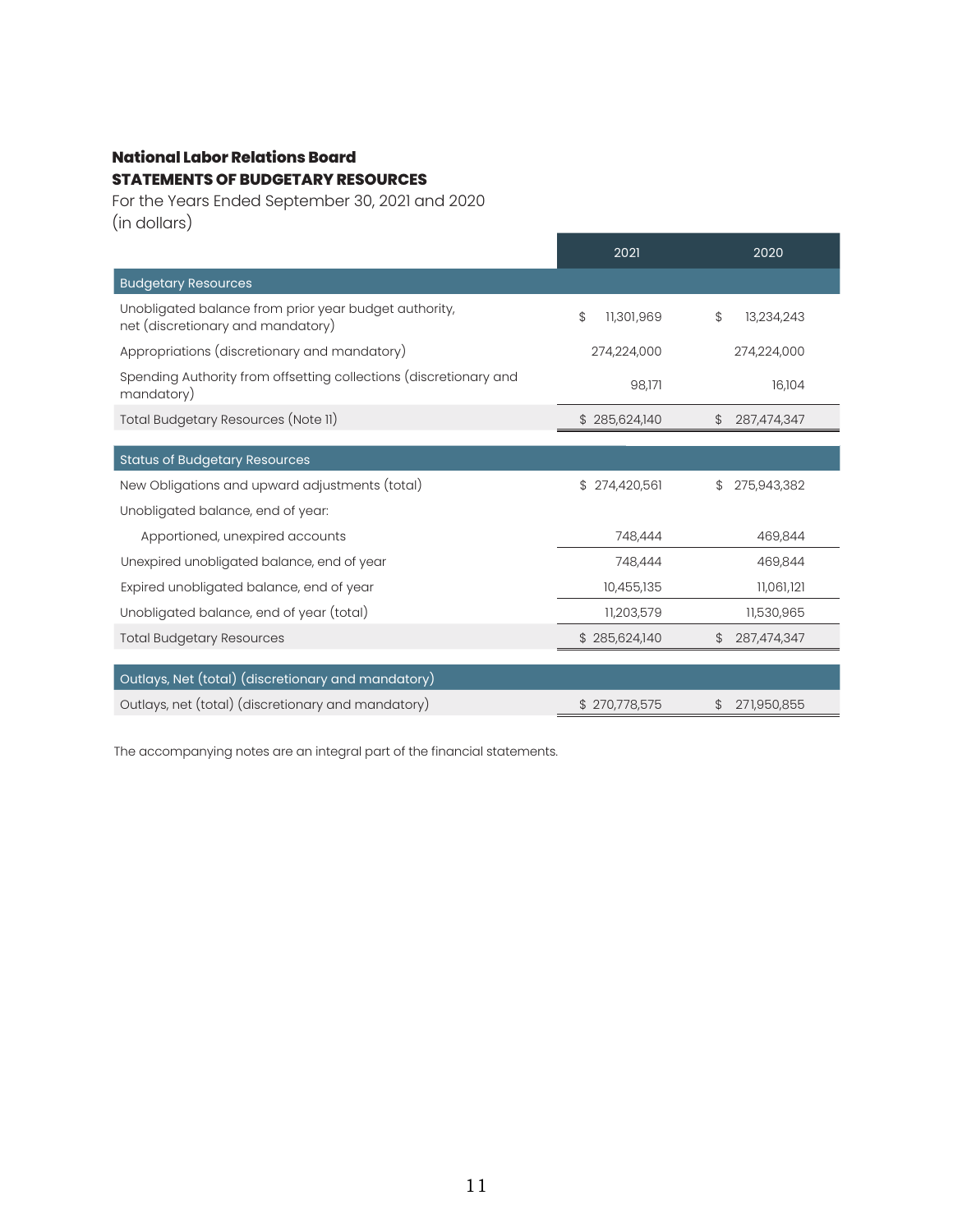**National Labor Relations Board**
**STATEMENTS OF BUDGETARY RESOURCES**
For the Years Ended September 30, 2021 and 2020
(in dollars)

| | 2021 | 2020 |
|---|---|---|
| **Budgetary Resources** | | |
| Unobligated balance from prior year budget authority, net (discretionary and mandatory) | $ 11,301,969 | $ 13,234,243 |
| Appropriations (discretionary and mandatory) | 274,224,000 | 274,224,000 |
| Spending Authority from offsetting collections (discretionary and mandatory) | 98,171 | 16,104 |
| Total Budgetary Resources (Note 11) | $ 285,624,140 | $ 287,474,347 |
| **Status of Budgetary Resources** | | |
| New Obligations and upward adjustments (total) | $ 274,420,561 | $ 275,943,382 |
| Unobligated balance, end of year: | | |
| Apportioned, unexpired accounts | 748,444 | 469,844 |
| Unexpired unobligated balance, end of year | 748,444 | 469,844 |
| Expired unobligated balance, end of year | 10,455,135 | 11,061,121 |
| Unobligated balance, end of year (total) | 11,203,579 | 11,530,965 |
| Total Budgetary Resources | $ 285,624,140 | $ 287,474,347 |
| **Outlays, Net (total) (discretionary and mandatory)** | | |
| Outlays, net (total) (discretionary and mandatory) | $ 270,778,575 | $ 271,950,855 |

The accompanying notes are an integral part of the financial statements.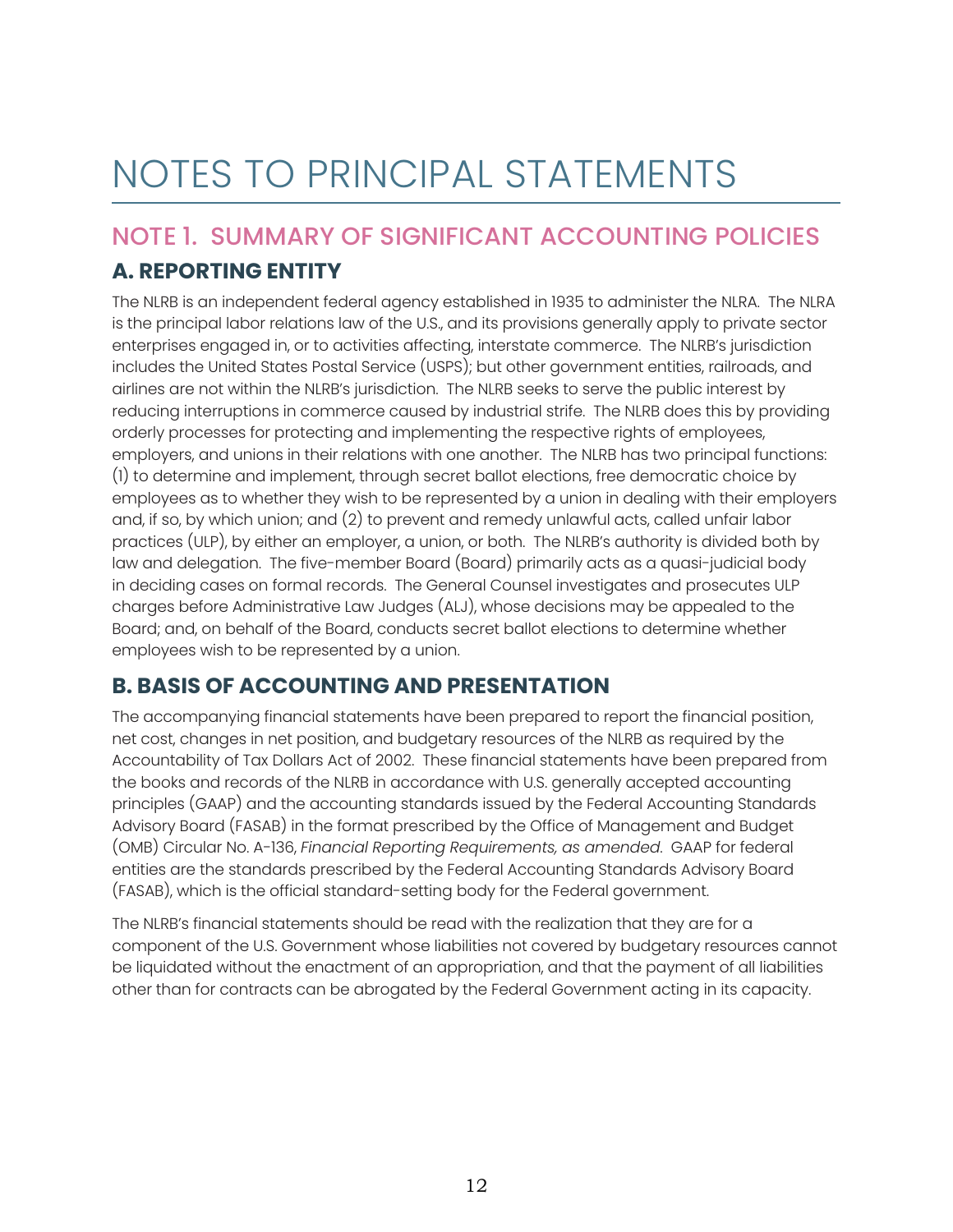# NOTES TO PRINCIPAL STATEMENTS

## NOTE 1. SUMMARY OF SIGNIFICANT ACCOUNTING POLICIES

### A. REPORTING ENTITY

The NLRB is an independent federal agency established in 1935 to administer the NLRA. The NLRA is the principal labor relations law of the U.S., and its provisions generally apply to private sector enterprises engaged in, or to activities affecting, interstate commerce. The NLRB's jurisdiction includes the United States Postal Service (USPS); but other government entities, railroads, and airlines are not within the NLRB's jurisdiction. The NLRB seeks to serve the public interest by reducing interruptions in commerce caused by industrial strife. The NLRB does this by providing orderly processes for protecting and implementing the respective rights of employees, employers, and unions in their relations with one another. The NLRB has two principal functions: (1) to determine and implement, through secret ballot elections, free democratic choice by employees as to whether they wish to be represented by a union in dealing with their employers and, if so, by which union; and (2) to prevent and remedy unlawful acts, called unfair labor practices (ULP), by either an employer, a union, or both. The NLRB's authority is divided both by law and delegation. The five-member Board (Board) primarily acts as a quasi-judicial body in deciding cases on formal records. The General Counsel investigates and prosecutes ULP charges before Administrative Law Judges (ALJ), whose decisions may be appealed to the Board; and, on behalf of the Board, conducts secret ballot elections to determine whether employees wish to be represented by a union.

### B. BASIS OF ACCOUNTING AND PRESENTATION

The accompanying financial statements have been prepared to report the financial position, net cost, changes in net position, and budgetary resources of the NLRB as required by the Accountability of Tax Dollars Act of 2002. These financial statements have been prepared from the books and records of the NLRB in accordance with U.S. generally accepted accounting principles (GAAP) and the accounting standards issued by the Federal Accounting Standards Advisory Board (FASAB) in the format prescribed by the Office of Management and Budget (OMB) Circular No. A-136, *Financial Reporting Requirements, as amended*. GAAP for federal entities are the standards prescribed by the Federal Accounting Standards Advisory Board (FASAB), which is the official standard-setting body for the Federal government.

The NLRB's financial statements should be read with the realization that they are for a component of the U.S. Government whose liabilities not covered by budgetary resources cannot be liquidated without the enactment of an appropriation, and that the payment of all liabilities other than for contracts can be abrogated by the Federal Government acting in its capacity.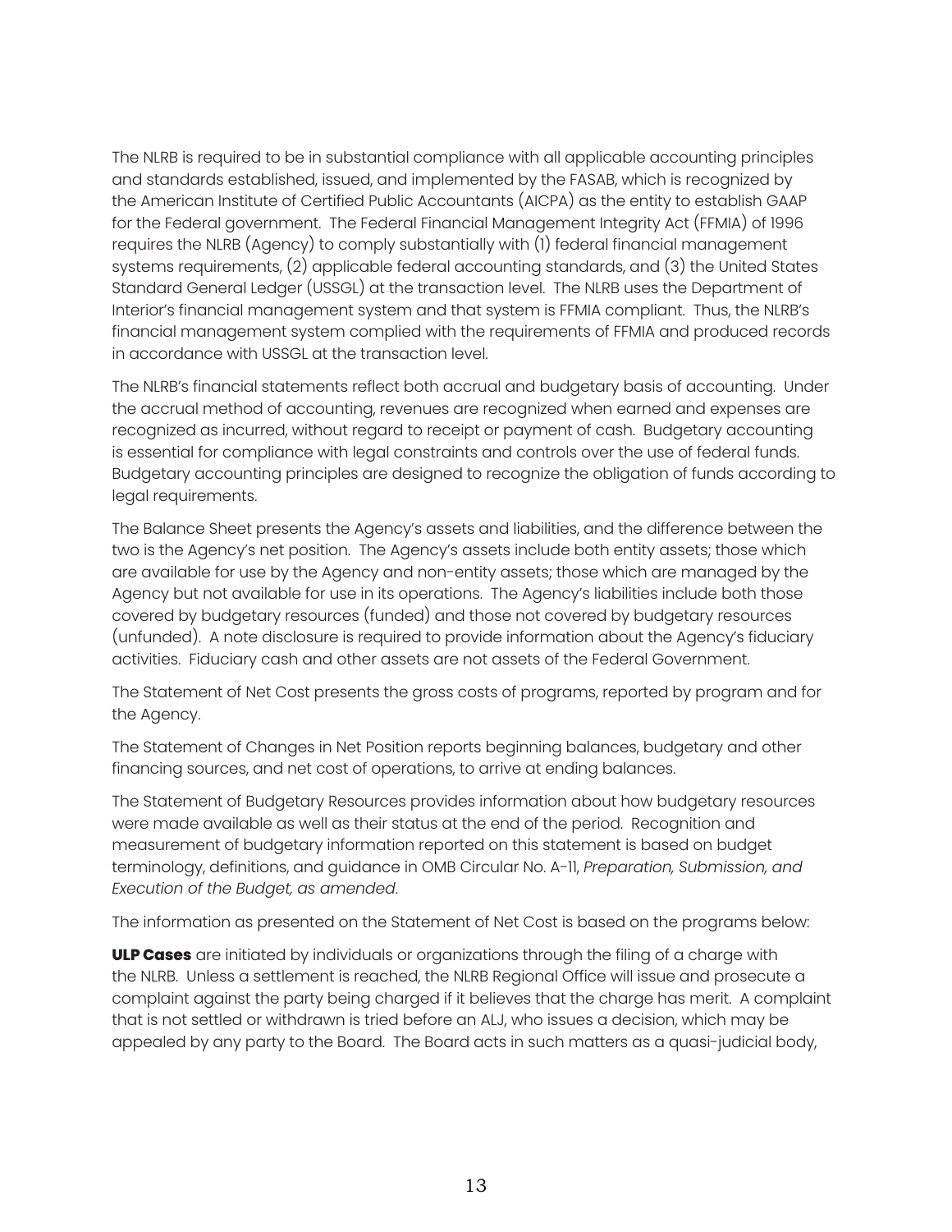The NLRB is required to be in substantial compliance with all applicable accounting principles and standards established, issued, and implemented by the FASAB, which is recognized by the American Institute of Certified Public Accountants (AICPA) as the entity to establish GAAP for the Federal government. The Federal Financial Management Integrity Act (FFMIA) of 1996 requires the NLRB (Agency) to comply substantially with (1) federal financial management systems requirements, (2) applicable federal accounting standards, and (3) the United States Standard General Ledger (USSGL) at the transaction level. The NLRB uses the Department of Interior's financial management system and that system is FFMIA compliant. Thus, the NLRB's financial management system complied with the requirements of FFMIA and produced records in accordance with USSGL at the transaction level.

The NLRB's financial statements reflect both accrual and budgetary basis of accounting. Under the accrual method of accounting, revenues are recognized when earned and expenses are recognized as incurred, without regard to receipt or payment of cash. Budgetary accounting is essential for compliance with legal constraints and controls over the use of federal funds. Budgetary accounting principles are designed to recognize the obligation of funds according to legal requirements.

The Balance Sheet presents the Agency's assets and liabilities, and the difference between the two is the Agency's net position. The Agency's assets include both entity assets; those which are available for use by the Agency and non-entity assets; those which are managed by the Agency but not available for use in its operations. The Agency's liabilities include both those covered by budgetary resources (funded) and those not covered by budgetary resources (unfunded). A note disclosure is required to provide information about the Agency's fiduciary activities. Fiduciary cash and other assets are not assets of the Federal Government.

The Statement of Net Cost presents the gross costs of programs, reported by program and for the Agency.

The Statement of Changes in Net Position reports beginning balances, budgetary and other financing sources, and net cost of operations, to arrive at ending balances.

The Statement of Budgetary Resources provides information about how budgetary resources were made available as well as their status at the end of the period. Recognition and measurement of budgetary information reported on this statement is based on budget terminology, definitions, and guidance in OMB Circular No. A-11, *Preparation, Submission, and Execution of the Budget, as amended.*

The information as presented on the Statement of Net Cost is based on the programs below:

**ULP Cases** are initiated by individuals or organizations through the filing of a charge with the NLRB. Unless a settlement is reached, the NLRB Regional Office will issue and prosecute a complaint against the party being charged if it believes that the charge has merit. A complaint that is not settled or withdrawn is tried before an ALJ, who issues a decision, which may be appealed by any party to the Board. The Board acts in such matters as a quasi-judicial body,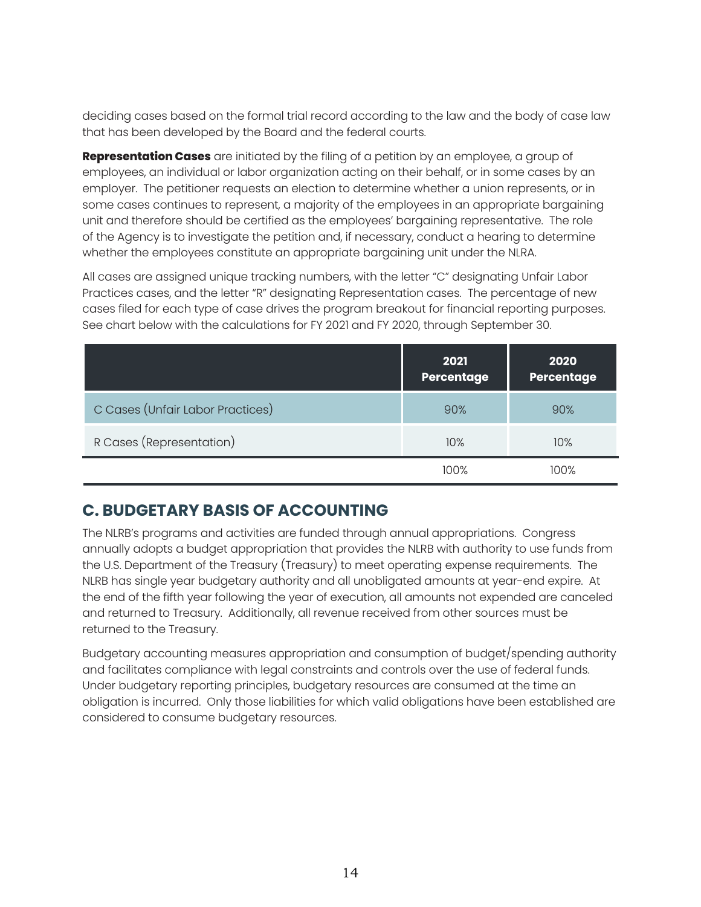deciding cases based on the formal trial record according to the law and the body of case law that has been developed by the Board and the federal courts.

**Representation Cases** are initiated by the filing of a petition by an employee, a group of employees, an individual or labor organization acting on their behalf, or in some cases by an employer. The petitioner requests an election to determine whether a union represents, or in some cases continues to represent, a majority of the employees in an appropriate bargaining unit and therefore should be certified as the employees' bargaining representative. The role of the Agency is to investigate the petition and, if necessary, conduct a hearing to determine whether the employees constitute an appropriate bargaining unit under the NLRA.

All cases are assigned unique tracking numbers, with the letter "C" designating Unfair Labor Practices cases, and the letter "R" designating Representation cases. The percentage of new cases filed for each type of case drives the program breakout for financial reporting purposes. See chart below with the calculations for FY 2021 and FY 2020, through September 30.

| | 2021 Percentage | 2020 Percentage |
|---|---|---|
| C Cases (Unfair Labor Practices) | 90% | 90% |
| R Cases (Representation) | 10% | 10% |
| | 100% | 100% |

## C. BUDGETARY BASIS OF ACCOUNTING

The NLRB's programs and activities are funded through annual appropriations. Congress annually adopts a budget appropriation that provides the NLRB with authority to use funds from the U.S. Department of the Treasury (Treasury) to meet operating expense requirements. The NLRB has single year budgetary authority and all unobligated amounts at year-end expire. At the end of the fifth year following the year of execution, all amounts not expended are canceled and returned to Treasury. Additionally, all revenue received from other sources must be returned to the Treasury.

Budgetary accounting measures appropriation and consumption of budget/spending authority and facilitates compliance with legal constraints and controls over the use of federal funds. Under budgetary reporting principles, budgetary resources are consumed at the time an obligation is incurred. Only those liabilities for which valid obligations have been established are considered to consume budgetary resources.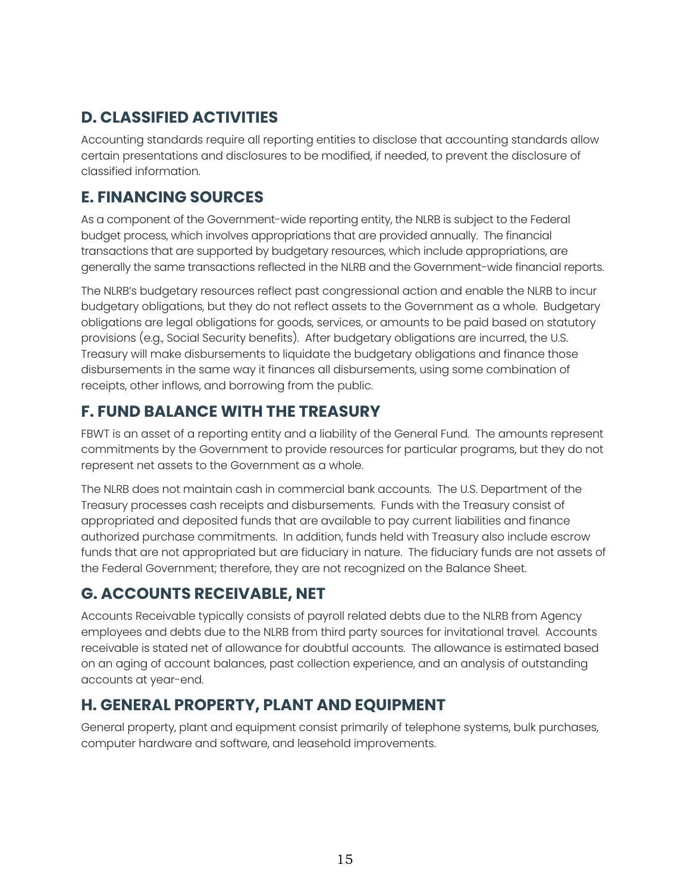## D. CLASSIFIED ACTIVITIES

Accounting standards require all reporting entities to disclose that accounting standards allow certain presentations and disclosures to be modified, if needed, to prevent the disclosure of classified information.

## E. FINANCING SOURCES

As a component of the Government-wide reporting entity, the NLRB is subject to the Federal budget process, which involves appropriations that are provided annually. The financial transactions that are supported by budgetary resources, which include appropriations, are generally the same transactions reflected in the NLRB and the Government-wide financial reports.

The NLRB's budgetary resources reflect past congressional action and enable the NLRB to incur budgetary obligations, but they do not reflect assets to the Government as a whole. Budgetary obligations are legal obligations for goods, services, or amounts to be paid based on statutory provisions (e.g., Social Security benefits). After budgetary obligations are incurred, the U.S. Treasury will make disbursements to liquidate the budgetary obligations and finance those disbursements in the same way it finances all disbursements, using some combination of receipts, other inflows, and borrowing from the public.

## F. FUND BALANCE WITH THE TREASURY

FBWT is an asset of a reporting entity and a liability of the General Fund. The amounts represent commitments by the Government to provide resources for particular programs, but they do not represent net assets to the Government as a whole.

The NLRB does not maintain cash in commercial bank accounts. The U.S. Department of the Treasury processes cash receipts and disbursements. Funds with the Treasury consist of appropriated and deposited funds that are available to pay current liabilities and finance authorized purchase commitments. In addition, funds held with Treasury also include escrow funds that are not appropriated but are fiduciary in nature. The fiduciary funds are not assets of the Federal Government; therefore, they are not recognized on the Balance Sheet.

## G. ACCOUNTS RECEIVABLE, NET

Accounts Receivable typically consists of payroll related debts due to the NLRB from Agency employees and debts due to the NLRB from third party sources for invitational travel. Accounts receivable is stated net of allowance for doubtful accounts. The allowance is estimated based on an aging of account balances, past collection experience, and an analysis of outstanding accounts at year-end.

## H. GENERAL PROPERTY, PLANT AND EQUIPMENT

General property, plant and equipment consist primarily of telephone systems, bulk purchases, computer hardware and software, and leasehold improvements.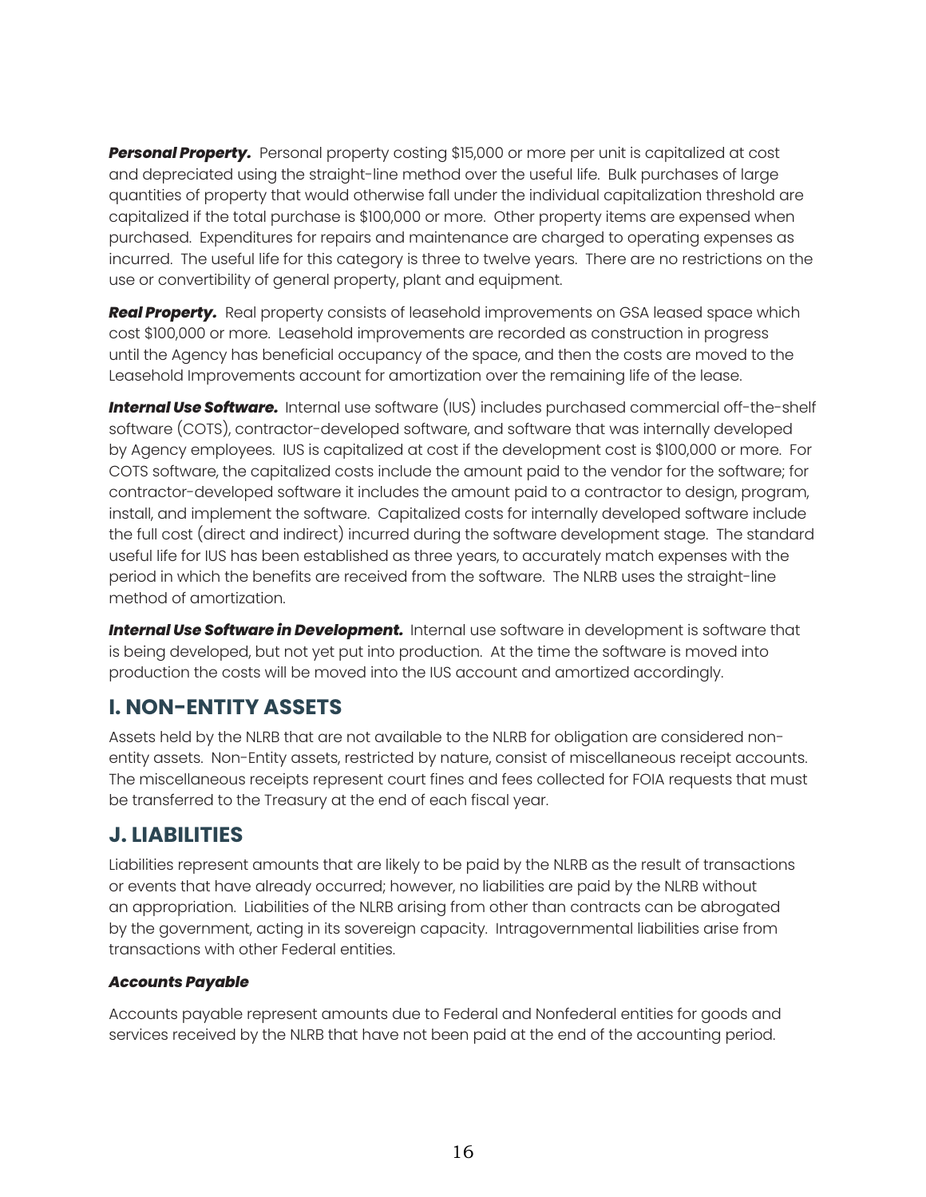***Personal Property.*** Personal property costing $15,000 or more per unit is capitalized at cost and depreciated using the straight-line method over the useful life. Bulk purchases of large quantities of property that would otherwise fall under the individual capitalization threshold are capitalized if the total purchase is $100,000 or more. Other property items are expensed when purchased. Expenditures for repairs and maintenance are charged to operating expenses as incurred. The useful life for this category is three to twelve years. There are no restrictions on the use or convertibility of general property, plant and equipment.

***Real Property.*** Real property consists of leasehold improvements on GSA leased space which cost $100,000 or more. Leasehold improvements are recorded as construction in progress until the Agency has beneficial occupancy of the space, and then the costs are moved to the Leasehold Improvements account for amortization over the remaining life of the lease.

***Internal Use Software.*** Internal use software (IUS) includes purchased commercial off-the-shelf software (COTS), contractor-developed software, and software that was internally developed by Agency employees. IUS is capitalized at cost if the development cost is $100,000 or more. For COTS software, the capitalized costs include the amount paid to the vendor for the software; for contractor-developed software it includes the amount paid to a contractor to design, program, install, and implement the software. Capitalized costs for internally developed software include the full cost (direct and indirect) incurred during the software development stage. The standard useful life for IUS has been established as three years, to accurately match expenses with the period in which the benefits are received from the software. The NLRB uses the straight-line method of amortization.

***Internal Use Software in Development.*** Internal use software in development is software that is being developed, but not yet put into production. At the time the software is moved into production the costs will be moved into the IUS account and amortized accordingly.

## I. NON-ENTITY ASSETS

Assets held by the NLRB that are not available to the NLRB for obligation are considered non-entity assets. Non-Entity assets, restricted by nature, consist of miscellaneous receipt accounts. The miscellaneous receipts represent court fines and fees collected for FOIA requests that must be transferred to the Treasury at the end of each fiscal year.

## J. LIABILITIES

Liabilities represent amounts that are likely to be paid by the NLRB as the result of transactions or events that have already occurred; however, no liabilities are paid by the NLRB without an appropriation. Liabilities of the NLRB arising from other than contracts can be abrogated by the government, acting in its sovereign capacity. Intragovernmental liabilities arise from transactions with other Federal entities.

***Accounts Payable***

Accounts payable represent amounts due to Federal and Nonfederal entities for goods and services received by the NLRB that have not been paid at the end of the accounting period.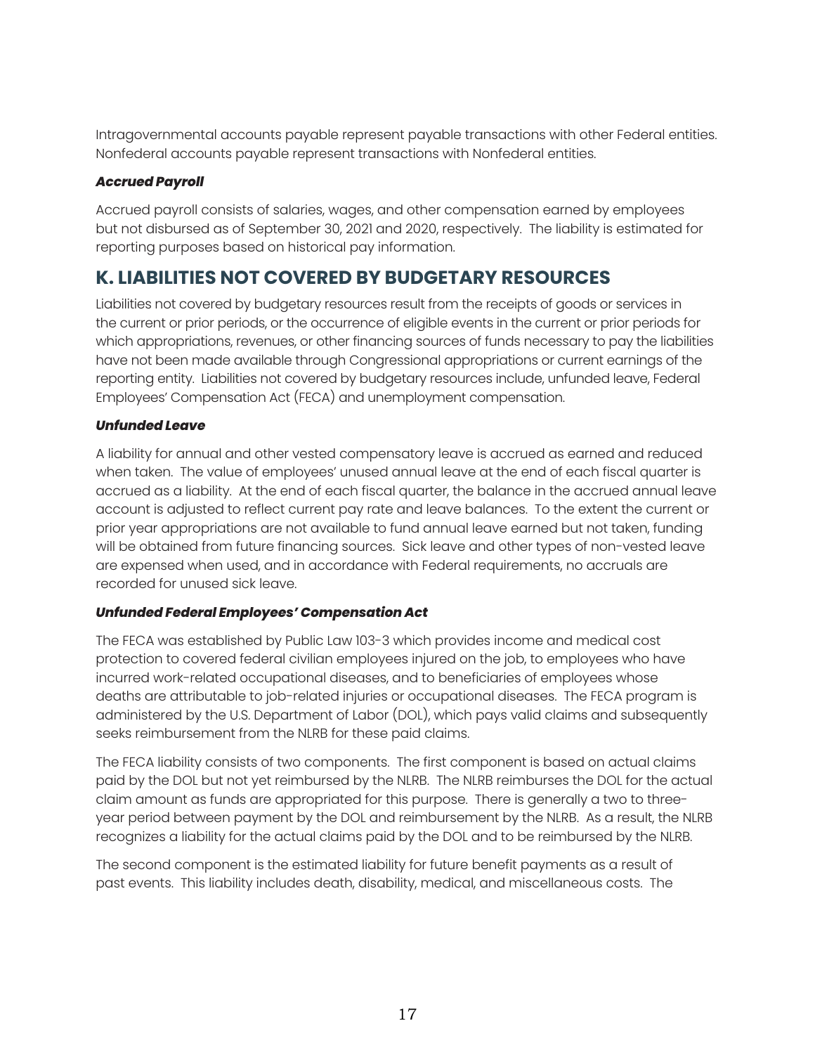Intragovernmental accounts payable represent payable transactions with other Federal entities. Nonfederal accounts payable represent transactions with Nonfederal entities.

***Accrued Payroll***

Accrued payroll consists of salaries, wages, and other compensation earned by employees but not disbursed as of September 30, 2021 and 2020, respectively. The liability is estimated for reporting purposes based on historical pay information.

## K. LIABILITIES NOT COVERED BY BUDGETARY RESOURCES

Liabilities not covered by budgetary resources result from the receipts of goods or services in the current or prior periods, or the occurrence of eligible events in the current or prior periods for which appropriations, revenues, or other financing sources of funds necessary to pay the liabilities have not been made available through Congressional appropriations or current earnings of the reporting entity. Liabilities not covered by budgetary resources include, unfunded leave, Federal Employees' Compensation Act (FECA) and unemployment compensation.

***Unfunded Leave***

A liability for annual and other vested compensatory leave is accrued as earned and reduced when taken. The value of employees' unused annual leave at the end of each fiscal quarter is accrued as a liability. At the end of each fiscal quarter, the balance in the accrued annual leave account is adjusted to reflect current pay rate and leave balances. To the extent the current or prior year appropriations are not available to fund annual leave earned but not taken, funding will be obtained from future financing sources. Sick leave and other types of non-vested leave are expensed when used, and in accordance with Federal requirements, no accruals are recorded for unused sick leave.

***Unfunded Federal Employees' Compensation Act***

The FECA was established by Public Law 103-3 which provides income and medical cost protection to covered federal civilian employees injured on the job, to employees who have incurred work-related occupational diseases, and to beneficiaries of employees whose deaths are attributable to job-related injuries or occupational diseases. The FECA program is administered by the U.S. Department of Labor (DOL), which pays valid claims and subsequently seeks reimbursement from the NLRB for these paid claims.

The FECA liability consists of two components. The first component is based on actual claims paid by the DOL but not yet reimbursed by the NLRB. The NLRB reimburses the DOL for the actual claim amount as funds are appropriated for this purpose. There is generally a two to three-year period between payment by the DOL and reimbursement by the NLRB. As a result, the NLRB recognizes a liability for the actual claims paid by the DOL and to be reimbursed by the NLRB.

The second component is the estimated liability for future benefit payments as a result of past events. This liability includes death, disability, medical, and miscellaneous costs. The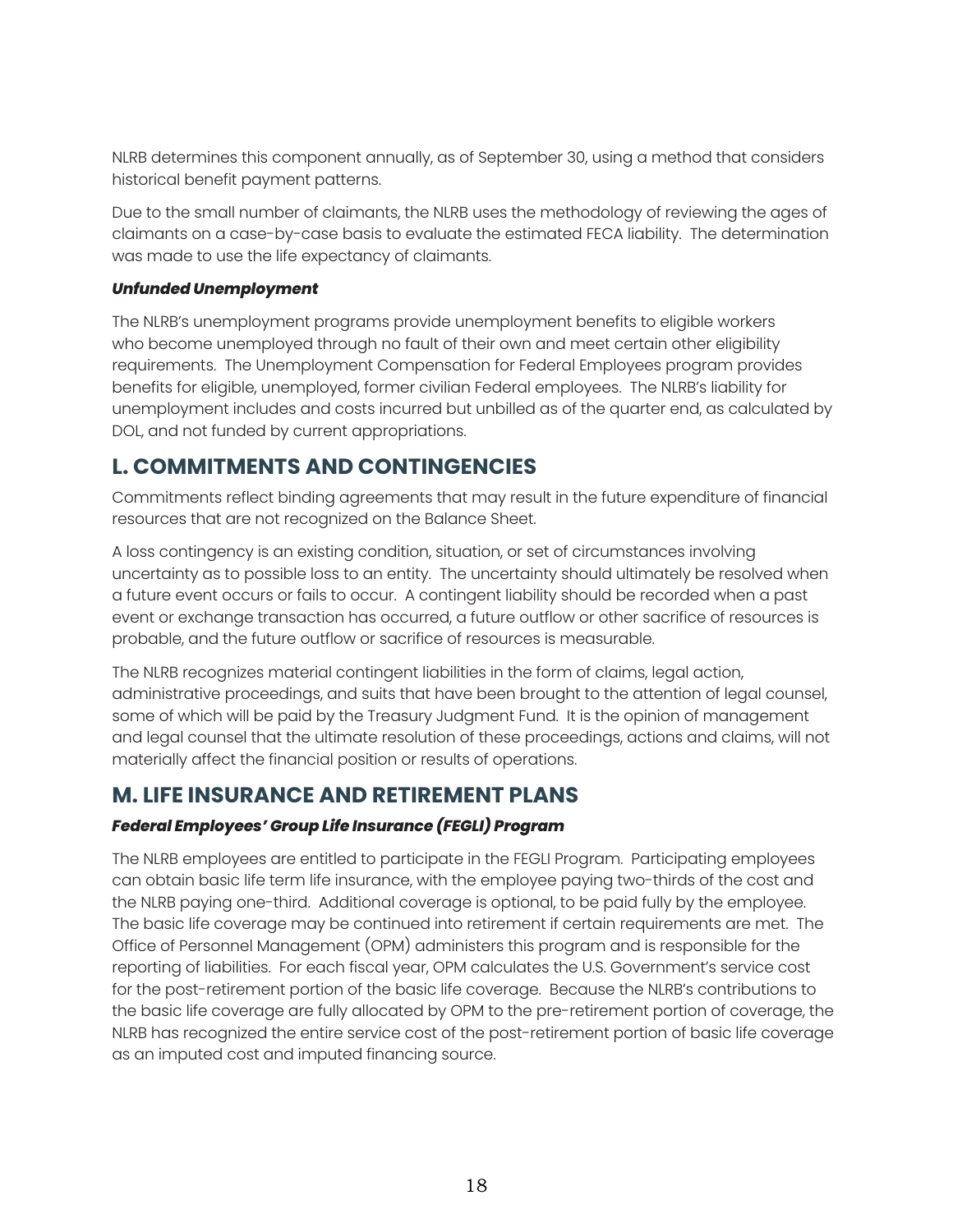NLRB determines this component annually, as of September 30, using a method that considers historical benefit payment patterns.

Due to the small number of claimants, the NLRB uses the methodology of reviewing the ages of claimants on a case-by-case basis to evaluate the estimated FECA liability. The determination was made to use the life expectancy of claimants.

***Unfunded Unemployment***

The NLRB's unemployment programs provide unemployment benefits to eligible workers who become unemployed through no fault of their own and meet certain other eligibility requirements. The Unemployment Compensation for Federal Employees program provides benefits for eligible, unemployed, former civilian Federal employees. The NLRB's liability for unemployment includes and costs incurred but unbilled as of the quarter end, as calculated by DOL, and not funded by current appropriations.

## L. COMMITMENTS AND CONTINGENCIES

Commitments reflect binding agreements that may result in the future expenditure of financial resources that are not recognized on the Balance Sheet.

A loss contingency is an existing condition, situation, or set of circumstances involving uncertainty as to possible loss to an entity. The uncertainty should ultimately be resolved when a future event occurs or fails to occur. A contingent liability should be recorded when a past event or exchange transaction has occurred, a future outflow or other sacrifice of resources is probable, and the future outflow or sacrifice of resources is measurable.

The NLRB recognizes material contingent liabilities in the form of claims, legal action, administrative proceedings, and suits that have been brought to the attention of legal counsel, some of which will be paid by the Treasury Judgment Fund. It is the opinion of management and legal counsel that the ultimate resolution of these proceedings, actions and claims, will not materially affect the financial position or results of operations.

## M. LIFE INSURANCE AND RETIREMENT PLANS

***Federal Employees' Group Life Insurance (FEGLI) Program***

The NLRB employees are entitled to participate in the FEGLI Program. Participating employees can obtain basic life term life insurance, with the employee paying two-thirds of the cost and the NLRB paying one-third. Additional coverage is optional, to be paid fully by the employee. The basic life coverage may be continued into retirement if certain requirements are met. The Office of Personnel Management (OPM) administers this program and is responsible for the reporting of liabilities. For each fiscal year, OPM calculates the U.S. Government's service cost for the post-retirement portion of the basic life coverage. Because the NLRB's contributions to the basic life coverage are fully allocated by OPM to the pre-retirement portion of coverage, the NLRB has recognized the entire service cost of the post-retirement portion of basic life coverage as an imputed cost and imputed financing source.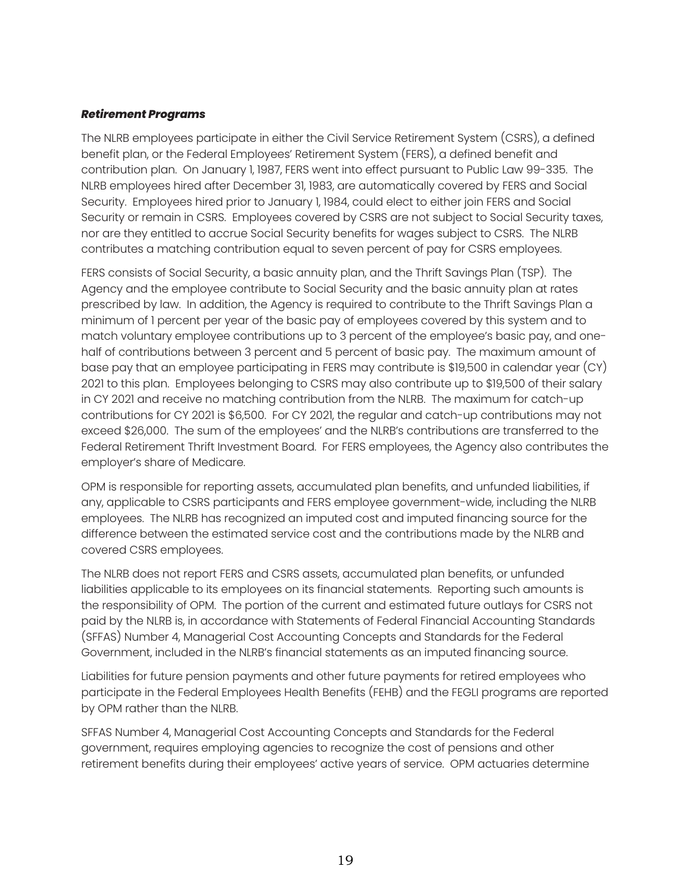***Retirement Programs***

The NLRB employees participate in either the Civil Service Retirement System (CSRS), a defined benefit plan, or the Federal Employees' Retirement System (FERS), a defined benefit and contribution plan. On January 1, 1987, FERS went into effect pursuant to Public Law 99-335. The NLRB employees hired after December 31, 1983, are automatically covered by FERS and Social Security. Employees hired prior to January 1, 1984, could elect to either join FERS and Social Security or remain in CSRS. Employees covered by CSRS are not subject to Social Security taxes, nor are they entitled to accrue Social Security benefits for wages subject to CSRS. The NLRB contributes a matching contribution equal to seven percent of pay for CSRS employees.

FERS consists of Social Security, a basic annuity plan, and the Thrift Savings Plan (TSP). The Agency and the employee contribute to Social Security and the basic annuity plan at rates prescribed by law. In addition, the Agency is required to contribute to the Thrift Savings Plan a minimum of 1 percent per year of the basic pay of employees covered by this system and to match voluntary employee contributions up to 3 percent of the employee's basic pay, and one-half of contributions between 3 percent and 5 percent of basic pay. The maximum amount of base pay that an employee participating in FERS may contribute is $19,500 in calendar year (CY) 2021 to this plan. Employees belonging to CSRS may also contribute up to $19,500 of their salary in CY 2021 and receive no matching contribution from the NLRB. The maximum for catch-up contributions for CY 2021 is $6,500. For CY 2021, the regular and catch-up contributions may not exceed $26,000. The sum of the employees' and the NLRB's contributions are transferred to the Federal Retirement Thrift Investment Board. For FERS employees, the Agency also contributes the employer's share of Medicare.

OPM is responsible for reporting assets, accumulated plan benefits, and unfunded liabilities, if any, applicable to CSRS participants and FERS employee government-wide, including the NLRB employees. The NLRB has recognized an imputed cost and imputed financing source for the difference between the estimated service cost and the contributions made by the NLRB and covered CSRS employees.

The NLRB does not report FERS and CSRS assets, accumulated plan benefits, or unfunded liabilities applicable to its employees on its financial statements. Reporting such amounts is the responsibility of OPM. The portion of the current and estimated future outlays for CSRS not paid by the NLRB is, in accordance with Statements of Federal Financial Accounting Standards (SFFAS) Number 4, Managerial Cost Accounting Concepts and Standards for the Federal Government, included in the NLRB's financial statements as an imputed financing source.

Liabilities for future pension payments and other future payments for retired employees who participate in the Federal Employees Health Benefits (FEHB) and the FEGLI programs are reported by OPM rather than the NLRB.

SFFAS Number 4, Managerial Cost Accounting Concepts and Standards for the Federal government, requires employing agencies to recognize the cost of pensions and other retirement benefits during their employees' active years of service. OPM actuaries determine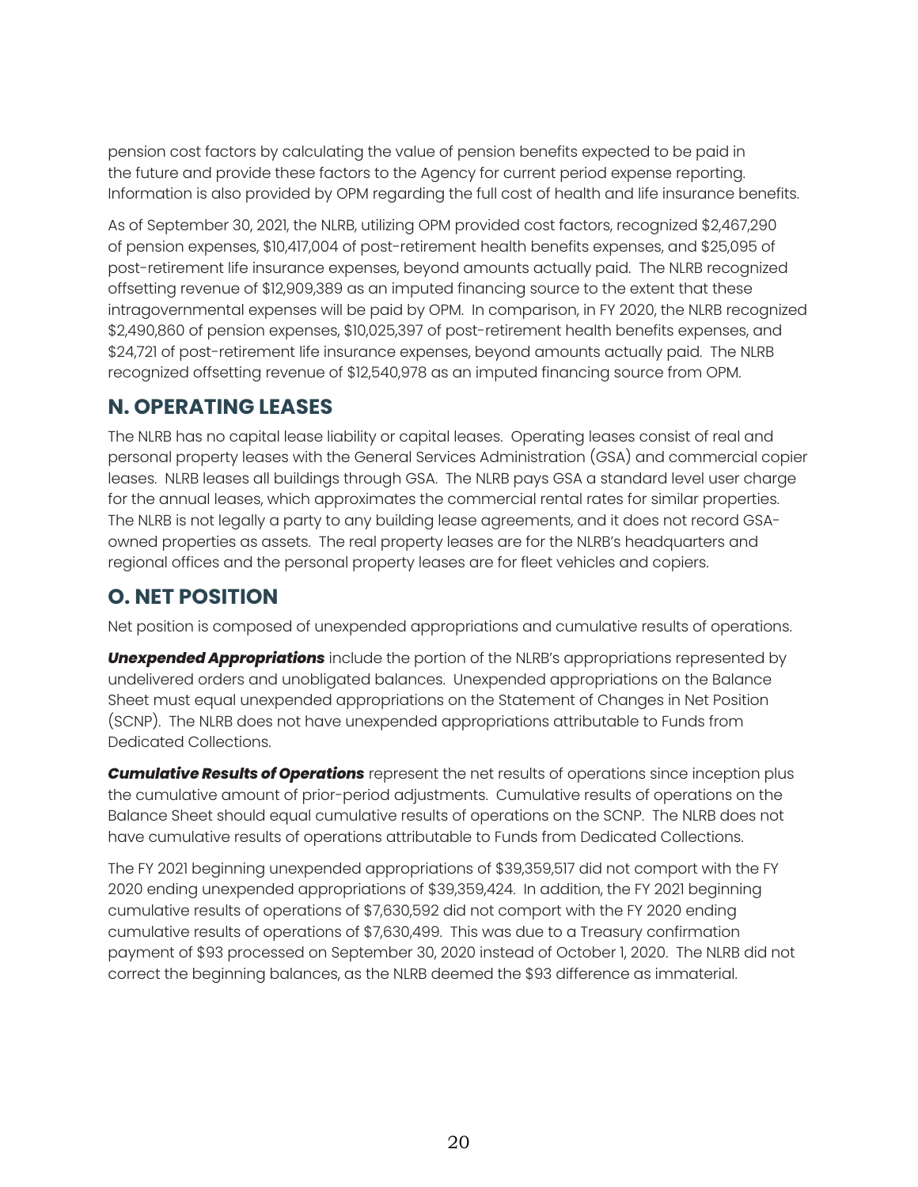pension cost factors by calculating the value of pension benefits expected to be paid in the future and provide these factors to the Agency for current period expense reporting. Information is also provided by OPM regarding the full cost of health and life insurance benefits.

As of September 30, 2021, the NLRB, utilizing OPM provided cost factors, recognized $2,467,290 of pension expenses, $10,417,004 of post-retirement health benefits expenses, and $25,095 of post-retirement life insurance expenses, beyond amounts actually paid. The NLRB recognized offsetting revenue of $12,909,389 as an imputed financing source to the extent that these intragovernmental expenses will be paid by OPM. In comparison, in FY 2020, the NLRB recognized $2,490,860 of pension expenses, $10,025,397 of post-retirement health benefits expenses, and $24,721 of post-retirement life insurance expenses, beyond amounts actually paid. The NLRB recognized offsetting revenue of $12,540,978 as an imputed financing source from OPM.

## N. OPERATING LEASES

The NLRB has no capital lease liability or capital leases. Operating leases consist of real and personal property leases with the General Services Administration (GSA) and commercial copier leases. NLRB leases all buildings through GSA. The NLRB pays GSA a standard level user charge for the annual leases, which approximates the commercial rental rates for similar properties. The NLRB is not legally a party to any building lease agreements, and it does not record GSA-owned properties as assets. The real property leases are for the NLRB's headquarters and regional offices and the personal property leases are for fleet vehicles and copiers.

## O. NET POSITION

Net position is composed of unexpended appropriations and cumulative results of operations.

***Unexpended Appropriations*** include the portion of the NLRB's appropriations represented by undelivered orders and unobligated balances. Unexpended appropriations on the Balance Sheet must equal unexpended appropriations on the Statement of Changes in Net Position (SCNP). The NLRB does not have unexpended appropriations attributable to Funds from Dedicated Collections.

***Cumulative Results of Operations*** represent the net results of operations since inception plus the cumulative amount of prior-period adjustments. Cumulative results of operations on the Balance Sheet should equal cumulative results of operations on the SCNP. The NLRB does not have cumulative results of operations attributable to Funds from Dedicated Collections.

The FY 2021 beginning unexpended appropriations of $39,359,517 did not comport with the FY 2020 ending unexpended appropriations of $39,359,424. In addition, the FY 2021 beginning cumulative results of operations of $7,630,592 did not comport with the FY 2020 ending cumulative results of operations of $7,630,499. This was due to a Treasury confirmation payment of $93 processed on September 30, 2020 instead of October 1, 2020. The NLRB did not correct the beginning balances, as the NLRB deemed the $93 difference as immaterial.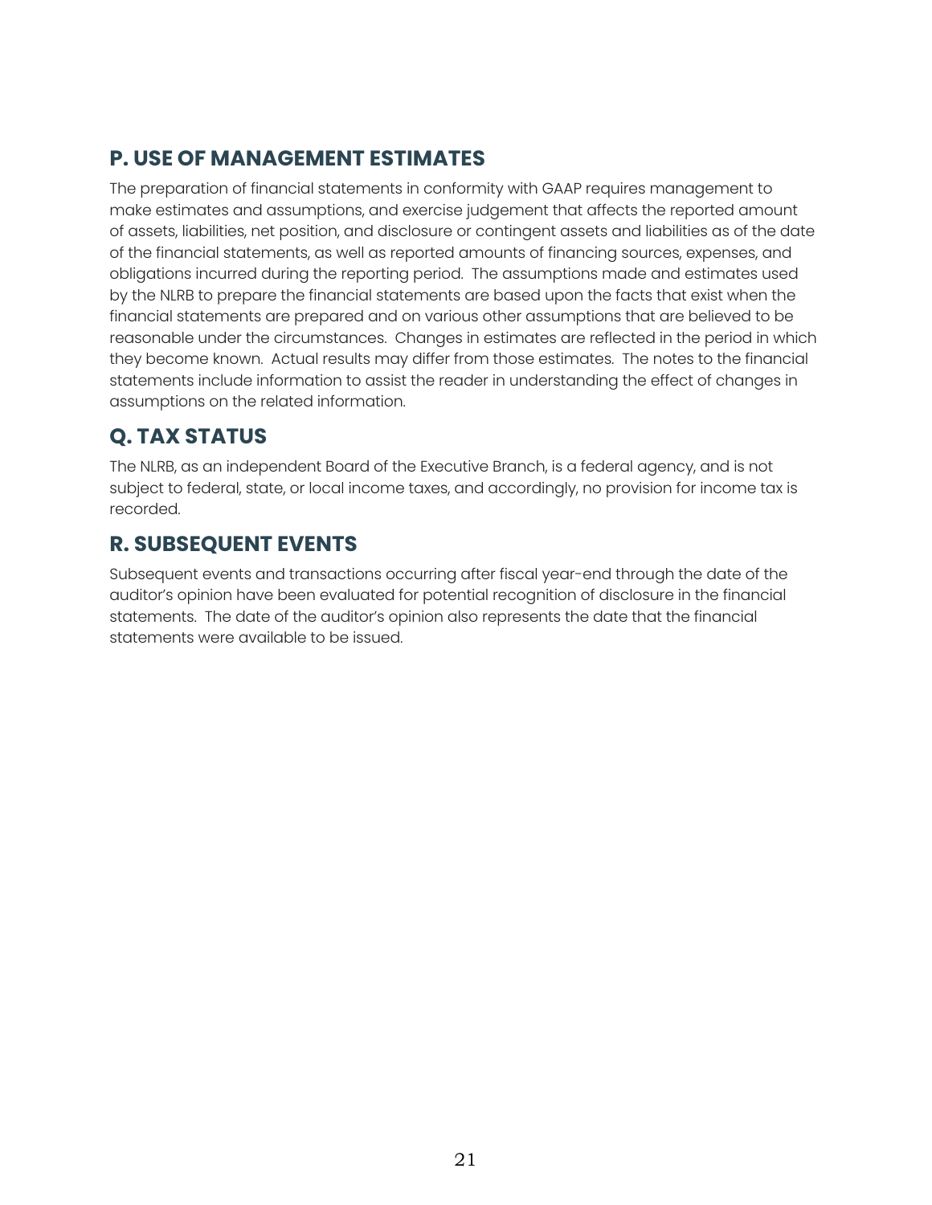## P. USE OF MANAGEMENT ESTIMATES

The preparation of financial statements in conformity with GAAP requires management to make estimates and assumptions, and exercise judgement that affects the reported amount of assets, liabilities, net position, and disclosure or contingent assets and liabilities as of the date of the financial statements, as well as reported amounts of financing sources, expenses, and obligations incurred during the reporting period. The assumptions made and estimates used by the NLRB to prepare the financial statements are based upon the facts that exist when the financial statements are prepared and on various other assumptions that are believed to be reasonable under the circumstances. Changes in estimates are reflected in the period in which they become known. Actual results may differ from those estimates. The notes to the financial statements include information to assist the reader in understanding the effect of changes in assumptions on the related information.

## Q. TAX STATUS

The NLRB, as an independent Board of the Executive Branch, is a federal agency, and is not subject to federal, state, or local income taxes, and accordingly, no provision for income tax is recorded.

## R. SUBSEQUENT EVENTS

Subsequent events and transactions occurring after fiscal year-end through the date of the auditor's opinion have been evaluated for potential recognition of disclosure in the financial statements. The date of the auditor's opinion also represents the date that the financial statements were available to be issued.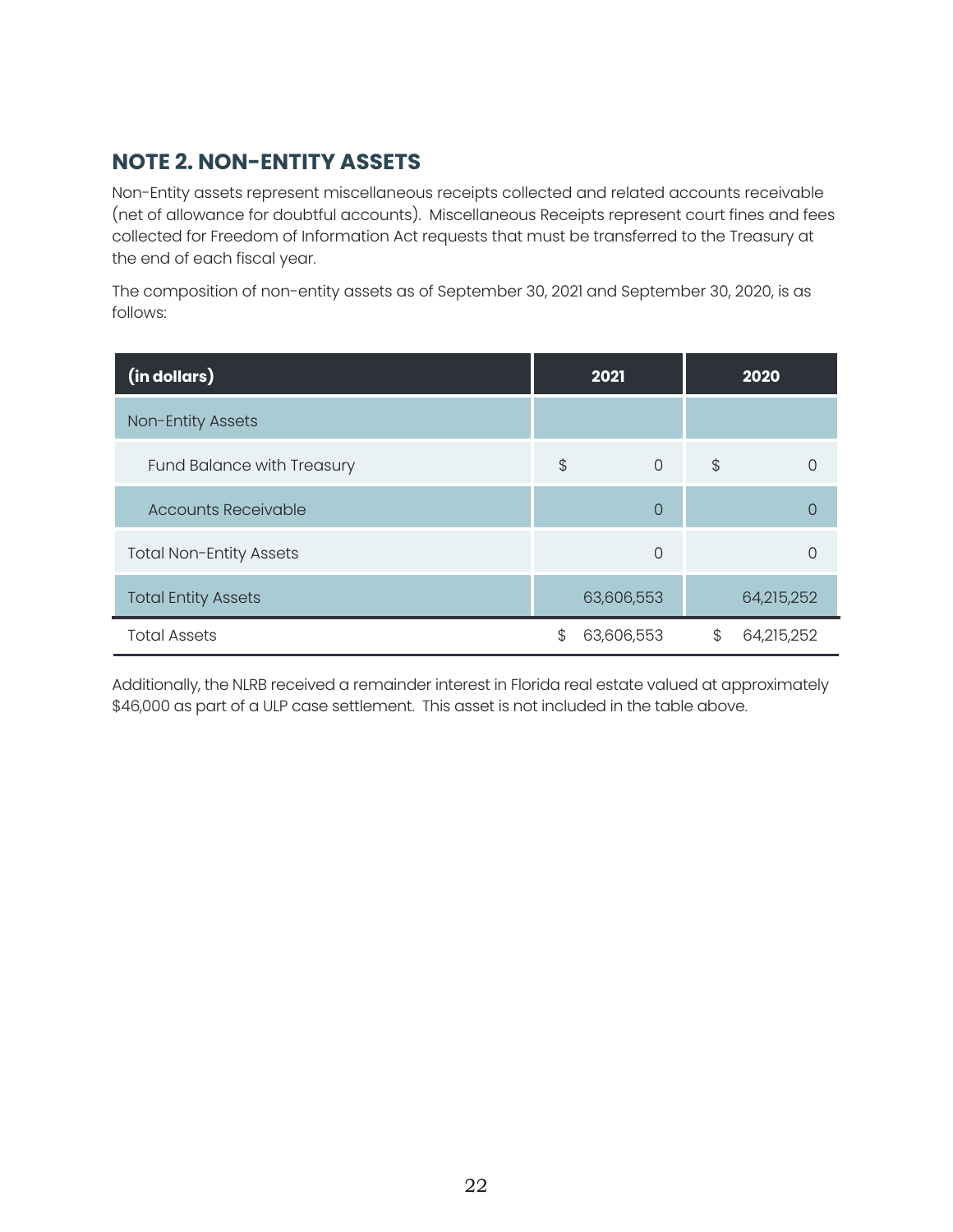## NOTE 2. NON-ENTITY ASSETS

Non-Entity assets represent miscellaneous receipts collected and related accounts receivable (net of allowance for doubtful accounts). Miscellaneous Receipts represent court fines and fees collected for Freedom of Information Act requests that must be transferred to the Treasury at the end of each fiscal year.

The composition of non-entity assets as of September 30, 2021 and September 30, 2020, is as follows:

| (in dollars) | 2021 | 2020 |
|---|---|---|
| Non-Entity Assets | | |
| Fund Balance with Treasury | $ 0 | $ 0 |
| Accounts Receivable | 0 | 0 |
| Total Non-Entity Assets | 0 | 0 |
| Total Entity Assets | 63,606,553 | 64,215,252 |
| Total Assets | $ 63,606,553 | $ 64,215,252 |

Additionally, the NLRB received a remainder interest in Florida real estate valued at approximately $46,000 as part of a ULP case settlement. This asset is not included in the table above.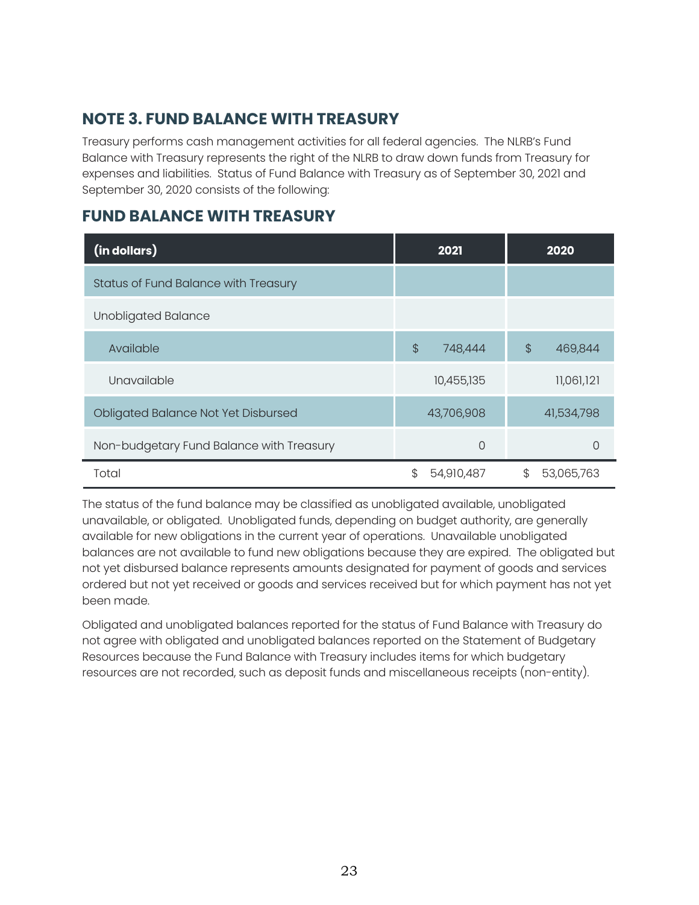## NOTE 3. FUND BALANCE WITH TREASURY

Treasury performs cash management activities for all federal agencies. The NLRB's Fund Balance with Treasury represents the right of the NLRB to draw down funds from Treasury for expenses and liabilities. Status of Fund Balance with Treasury as of September 30, 2021 and September 30, 2020 consists of the following:

### FUND BALANCE WITH TREASURY

| (in dollars) | 2021 | 2020 |
|---|---|---|
| Status of Fund Balance with Treasury | | |
| Unobligated Balance | | |
| Available | $ 748,444 | $ 469,844 |
| Unavailable | 10,455,135 | 11,061,121 |
| Obligated Balance Not Yet Disbursed | 43,706,908 | 41,534,798 |
| Non-budgetary Fund Balance with Treasury | 0 | 0 |
| Total | $ 54,910,487 | $ 53,065,763 |

The status of the fund balance may be classified as unobligated available, unobligated unavailable, or obligated. Unobligated funds, depending on budget authority, are generally available for new obligations in the current year of operations. Unavailable unobligated balances are not available to fund new obligations because they are expired. The obligated but not yet disbursed balance represents amounts designated for payment of goods and services ordered but not yet received or goods and services received but for which payment has not yet been made.

Obligated and unobligated balances reported for the status of Fund Balance with Treasury do not agree with obligated and unobligated balances reported on the Statement of Budgetary Resources because the Fund Balance with Treasury includes items for which budgetary resources are not recorded, such as deposit funds and miscellaneous receipts (non-entity).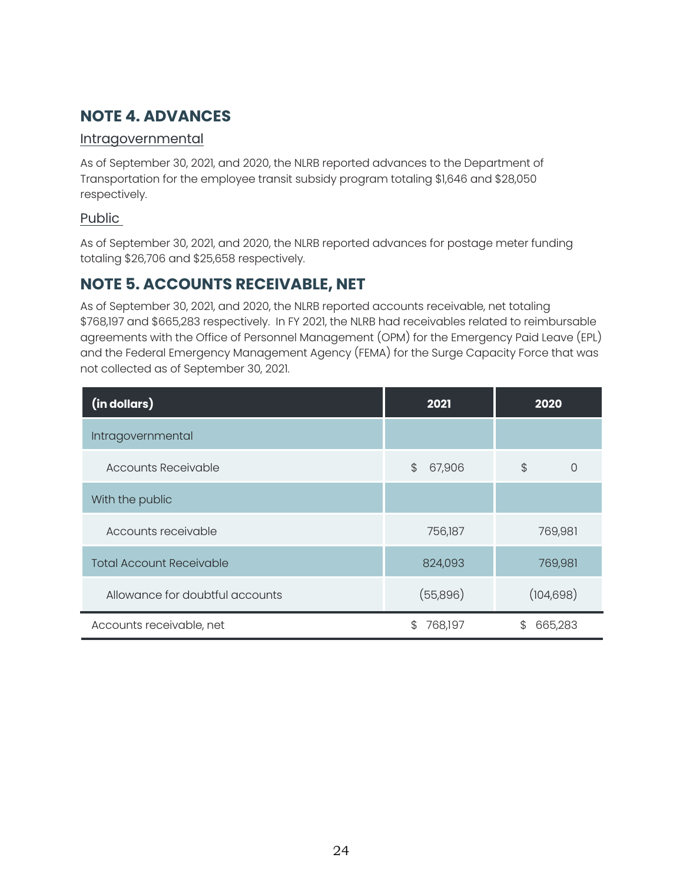## NOTE 4. ADVANCES

### Intragovernmental

As of September 30, 2021, and 2020, the NLRB reported advances to the Department of Transportation for the employee transit subsidy program totaling $1,646 and $28,050 respectively.

### Public

As of September 30, 2021, and 2020, the NLRB reported advances for postage meter funding totaling $26,706 and $25,658 respectively.

## NOTE 5. ACCOUNTS RECEIVABLE, NET

As of September 30, 2021, and 2020, the NLRB reported accounts receivable, net totaling $768,197 and $665,283 respectively. In FY 2021, the NLRB had receivables related to reimbursable agreements with the Office of Personnel Management (OPM) for the Emergency Paid Leave (EPL) and the Federal Emergency Management Agency (FEMA) for the Surge Capacity Force that was not collected as of September 30, 2021.

| (in dollars) | 2021 | 2020 |
|---|---|---|
| Intragovernmental | | |
| Accounts Receivable | $ 67,906 | $ 0 |
| With the public | | |
| Accounts receivable | 756,187 | 769,981 |
| Total Account Receivable | 824,093 | 769,981 |
| Allowance for doubtful accounts | (55,896) | (104,698) |
| Accounts receivable, net | $ 768,197 | $ 665,283 |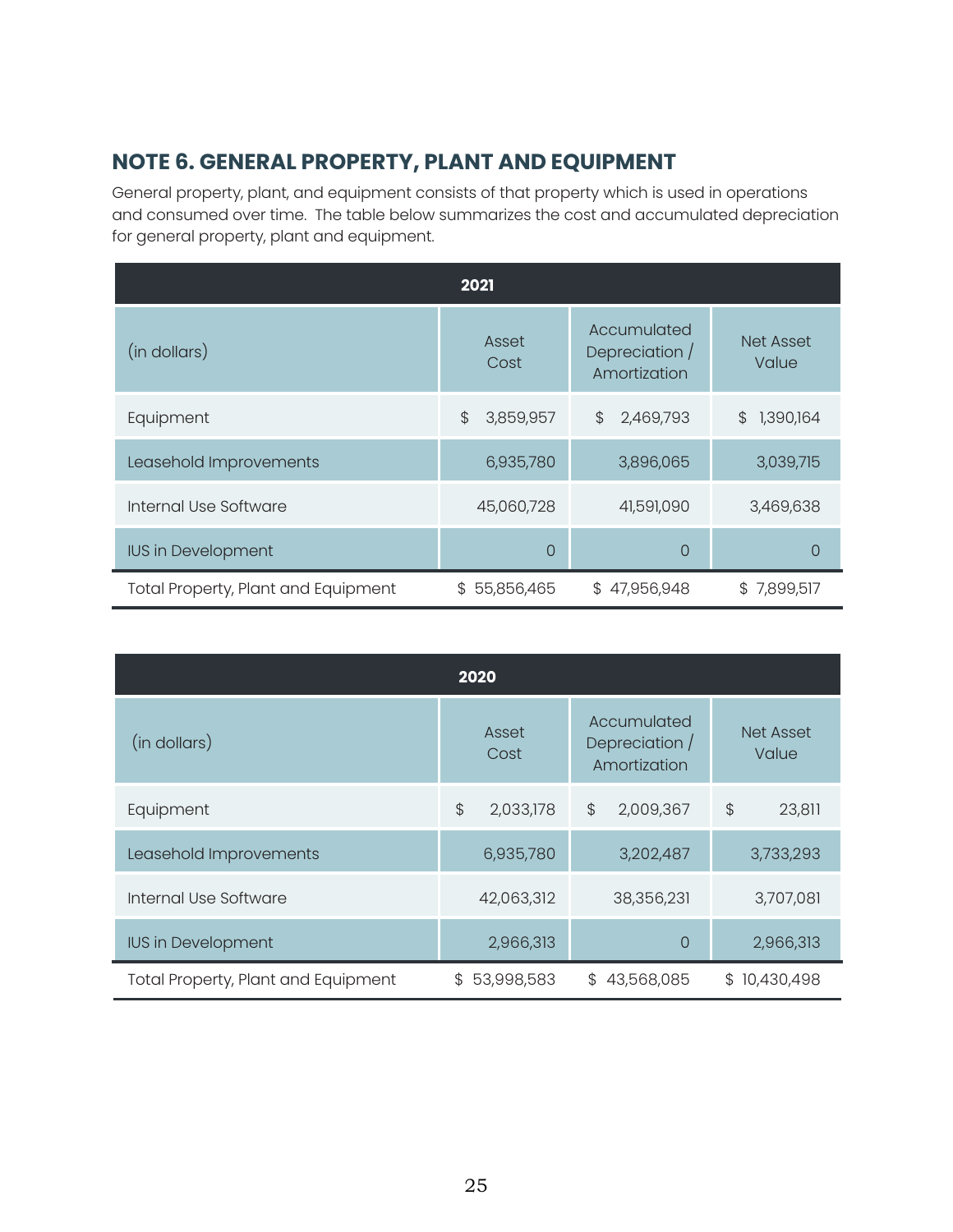## NOTE 6. GENERAL PROPERTY, PLANT AND EQUIPMENT

General property, plant, and equipment consists of that property which is used in operations and consumed over time. The table below summarizes the cost and accumulated depreciation for general property, plant and equipment.

| 2021 | | | |
|---|---|---|---|
| (in dollars) | Asset Cost | Accumulated Depreciation / Amortization | Net Asset Value |
| Equipment | $ 3,859,957 | $ 2,469,793 | $ 1,390,164 |
| Leasehold Improvements | 6,935,780 | 3,896,065 | 3,039,715 |
| Internal Use Software | 45,060,728 | 41,591,090 | 3,469,638 |
| IUS in Development | 0 | 0 | 0 |
| Total Property, Plant and Equipment | $ 55,856,465 | $ 47,956,948 | $ 7,899,517 |

| 2020 | | | |
|---|---|---|---|
| (in dollars) | Asset Cost | Accumulated Depreciation / Amortization | Net Asset Value |
| Equipment | $ 2,033,178 | $ 2,009,367 | $ 23,811 |
| Leasehold Improvements | 6,935,780 | 3,202,487 | 3,733,293 |
| Internal Use Software | 42,063,312 | 38,356,231 | 3,707,081 |
| IUS in Development | 2,966,313 | 0 | 2,966,313 |
| Total Property, Plant and Equipment | $ 53,998,583 | $ 43,568,085 | $ 10,430,498 |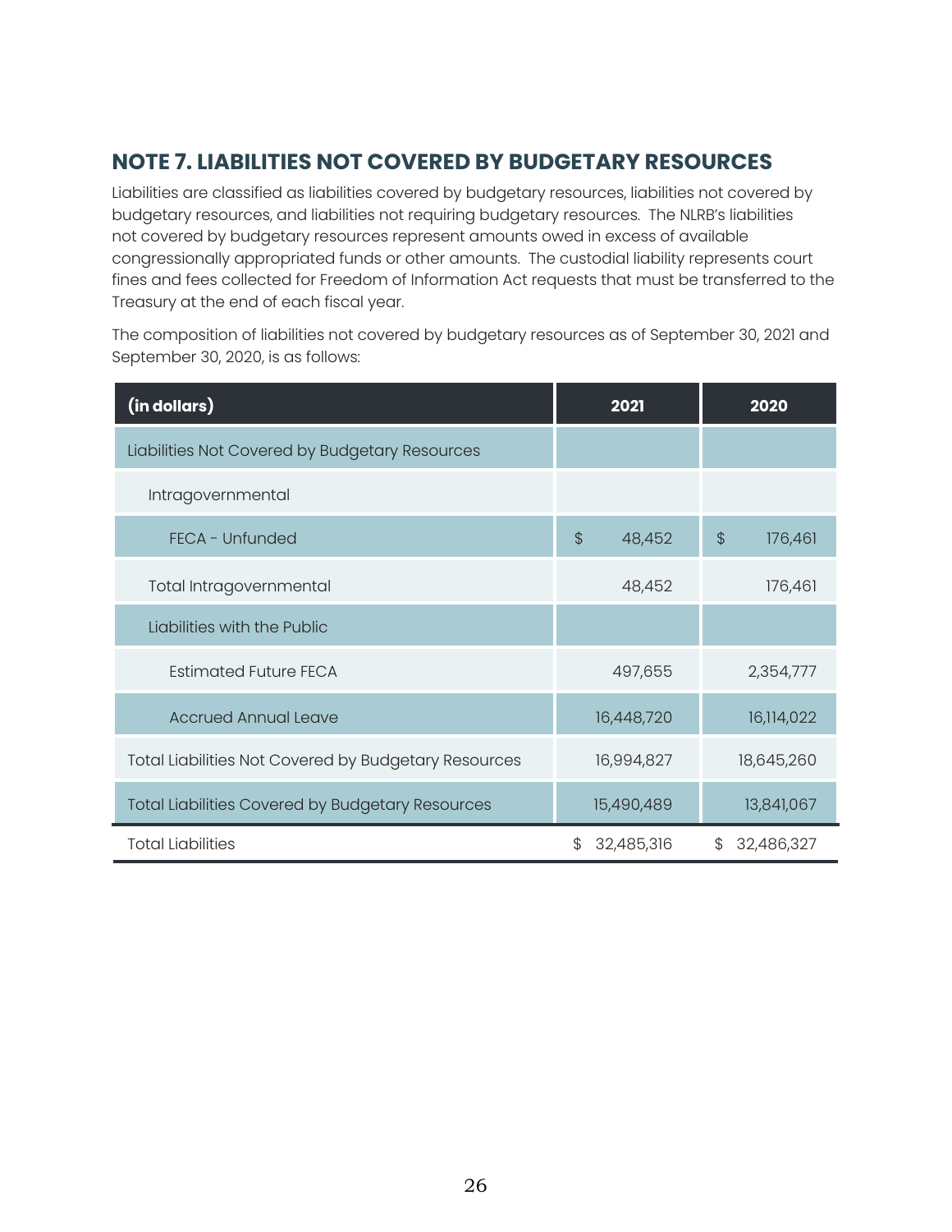## NOTE 7. LIABILITIES NOT COVERED BY BUDGETARY RESOURCES

Liabilities are classified as liabilities covered by budgetary resources, liabilities not covered by budgetary resources, and liabilities not requiring budgetary resources. The NLRB's liabilities not covered by budgetary resources represent amounts owed in excess of available congressionally appropriated funds or other amounts. The custodial liability represents court fines and fees collected for Freedom of Information Act requests that must be transferred to the Treasury at the end of each fiscal year.

The composition of liabilities not covered by budgetary resources as of September 30, 2021 and September 30, 2020, is as follows:

| (in dollars) | 2021 | 2020 |
|---|---|---|
| Liabilities Not Covered by Budgetary Resources | | |
| Intragovernmental | | |
| FECA - Unfunded | $ 48,452 | $ 176,461 |
| Total Intragovernmental | 48,452 | 176,461 |
| Liabilities with the Public | | |
| Estimated Future FECA | 497,655 | 2,354,777 |
| Accrued Annual Leave | 16,448,720 | 16,114,022 |
| Total Liabilities Not Covered by Budgetary Resources | 16,994,827 | 18,645,260 |
| Total Liabilities Covered by Budgetary Resources | 15,490,489 | 13,841,067 |
| Total Liabilities | $ 32,485,316 | $ 32,486,327 |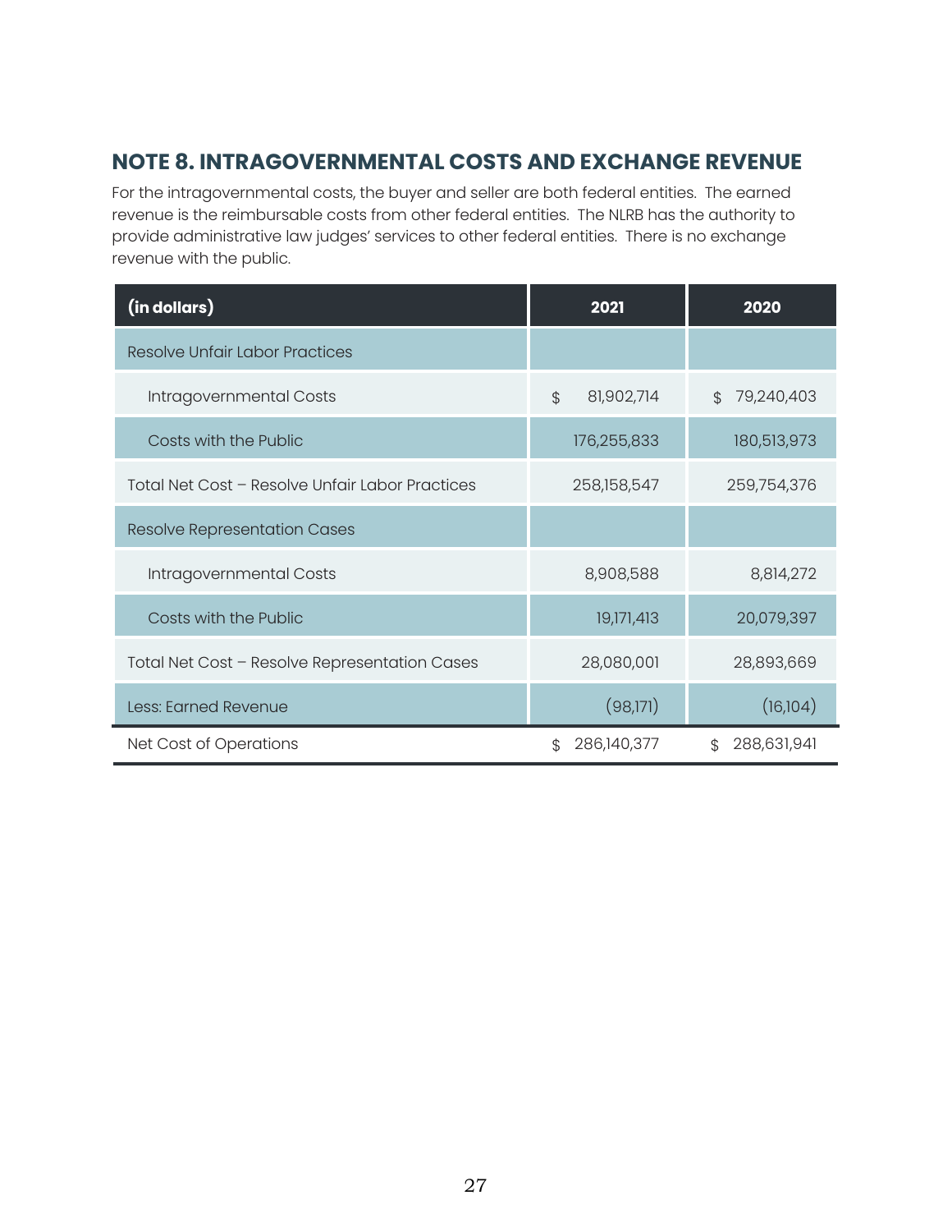## NOTE 8. INTRAGOVERNMENTAL COSTS AND EXCHANGE REVENUE

For the intragovernmental costs, the buyer and seller are both federal entities. The earned revenue is the reimbursable costs from other federal entities. The NLRB has the authority to provide administrative law judges' services to other federal entities. There is no exchange revenue with the public.

| (in dollars) | 2021 | 2020 |
|---|---|---|
| Resolve Unfair Labor Practices | | |
| Intragovernmental Costs | $ 81,902,714 | $ 79,240,403 |
| Costs with the Public | 176,255,833 | 180,513,973 |
| Total Net Cost – Resolve Unfair Labor Practices | 258,158,547 | 259,754,376 |
| Resolve Representation Cases | | |
| Intragovernmental Costs | 8,908,588 | 8,814,272 |
| Costs with the Public | 19,171,413 | 20,079,397 |
| Total Net Cost – Resolve Representation Cases | 28,080,001 | 28,893,669 |
| Less: Earned Revenue | (98,171) | (16,104) |
| Net Cost of Operations | $ 286,140,377 | $ 288,631,941 |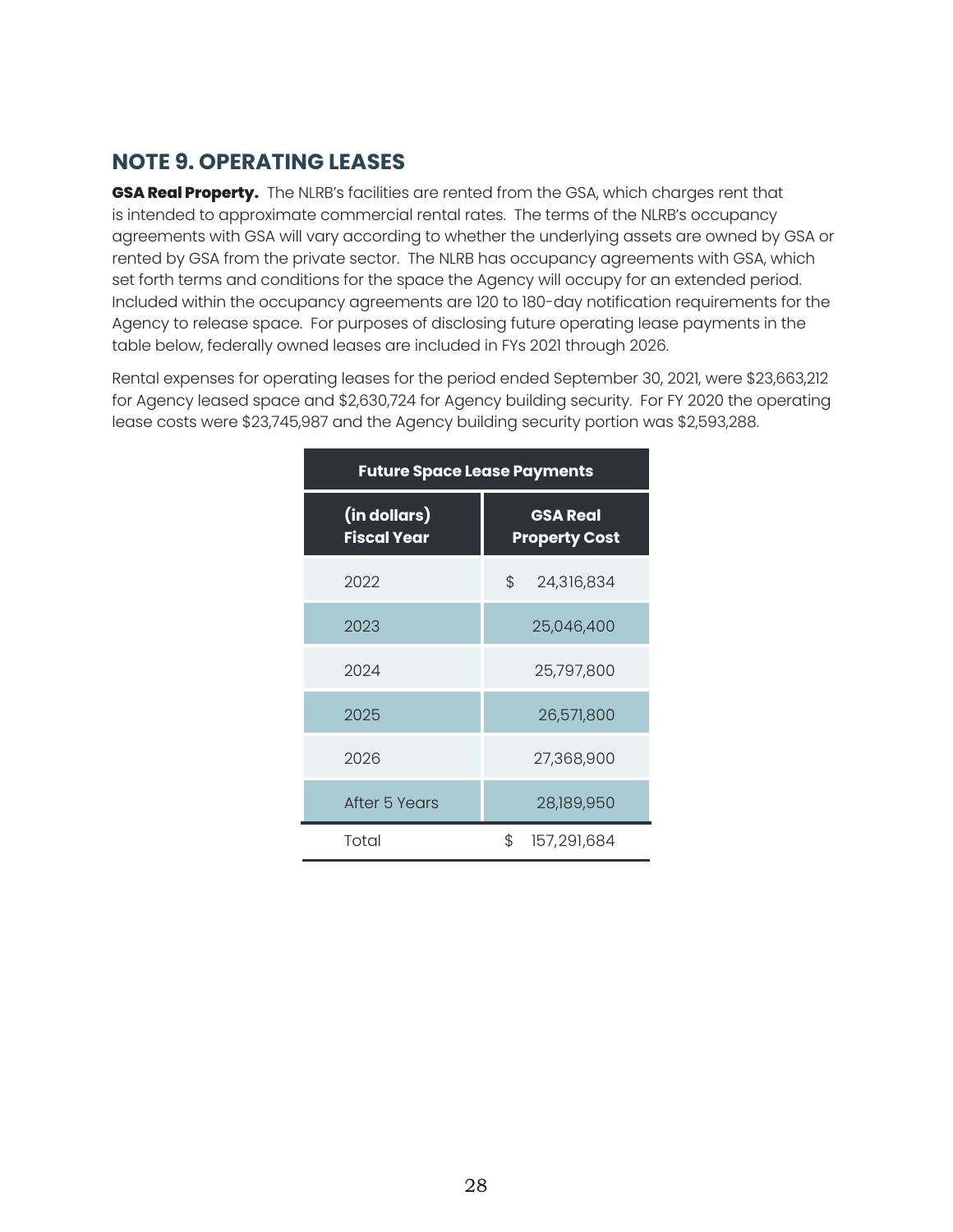## NOTE 9. OPERATING LEASES

**GSA Real Property.** The NLRB's facilities are rented from the GSA, which charges rent that is intended to approximate commercial rental rates. The terms of the NLRB's occupancy agreements with GSA will vary according to whether the underlying assets are owned by GSA or rented by GSA from the private sector. The NLRB has occupancy agreements with GSA, which set forth terms and conditions for the space the Agency will occupy for an extended period. Included within the occupancy agreements are 120 to 180-day notification requirements for the Agency to release space. For purposes of disclosing future operating lease payments in the table below, federally owned leases are included in FYs 2021 through 2026.

Rental expenses for operating leases for the period ended September 30, 2021, were $23,663,212 for Agency leased space and $2,630,724 for Agency building security. For FY 2020 the operating lease costs were $23,745,987 and the Agency building security portion was $2,593,288.

| Future Space Lease Payments | |
|---|---|
| **(in dollars) Fiscal Year** | **GSA Real Property Cost** |
| 2022 | $ 24,316,834 |
| 2023 | 25,046,400 |
| 2024 | 25,797,800 |
| 2025 | 26,571,800 |
| 2026 | 27,368,900 |
| After 5 Years | 28,189,950 |
| Total | $ 157,291,684 |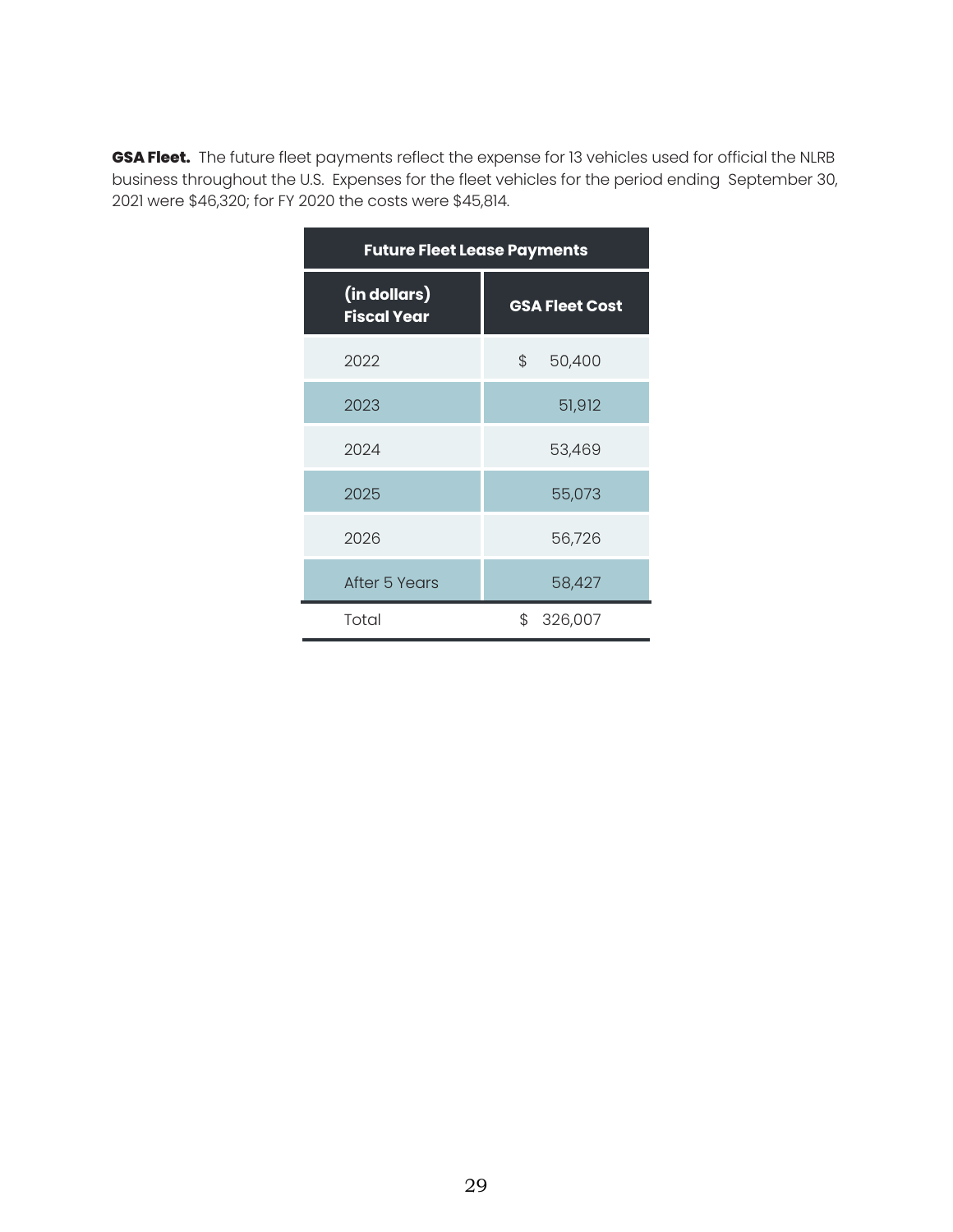**GSA Fleet.** The future fleet payments reflect the expense for 13 vehicles used for official the NLRB business throughout the U.S. Expenses for the fleet vehicles for the period ending September 30, 2021 were $46,320; for FY 2020 the costs were $45,814.

| Future Fleet Lease Payments | |
|---|---|
| (in dollars) Fiscal Year | GSA Fleet Cost |
| 2022 | $ 50,400 |
| 2023 | 51,912 |
| 2024 | 53,469 |
| 2025 | 55,073 |
| 2026 | 56,726 |
| After 5 Years | 58,427 |
| Total | $ 326,007 |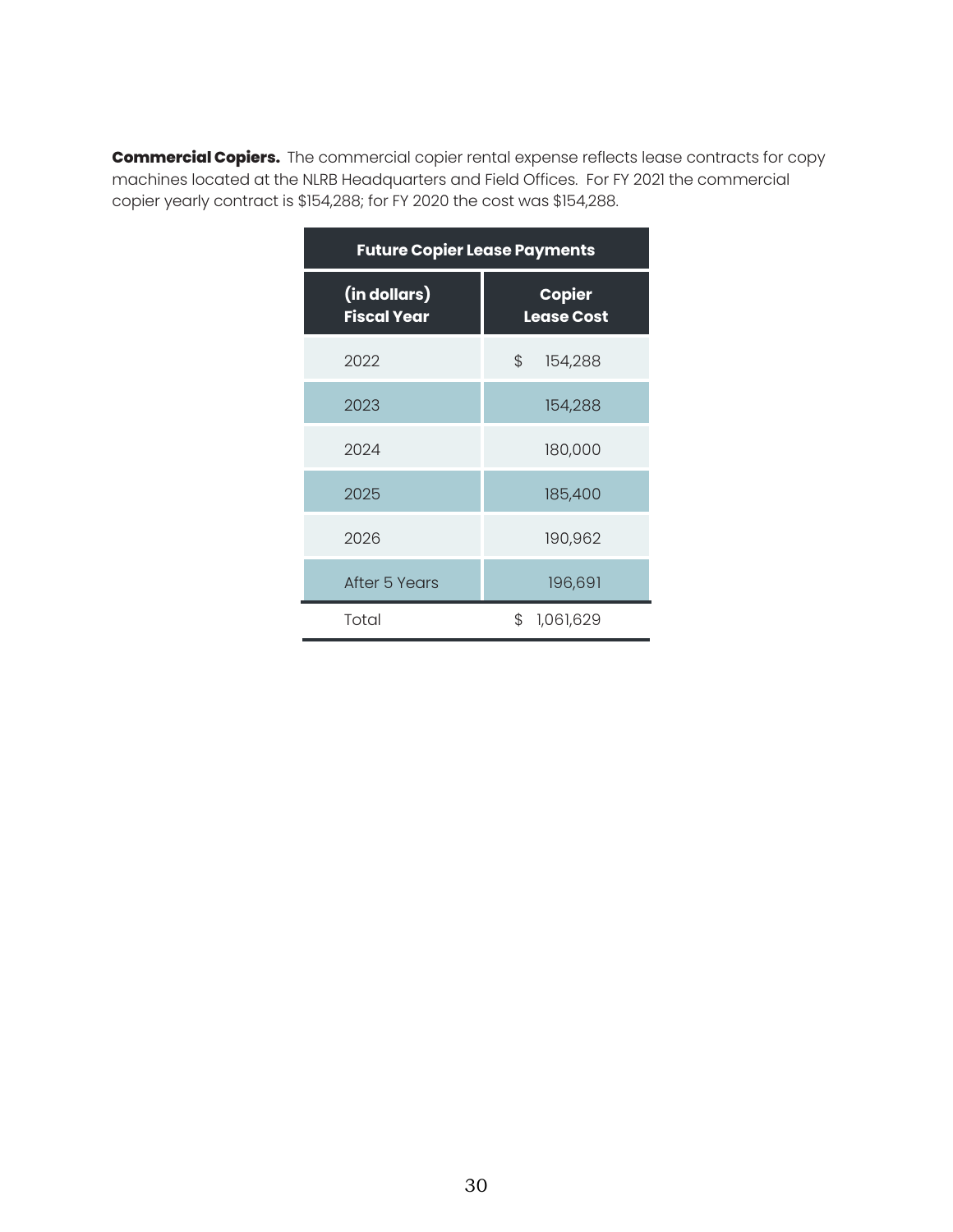**Commercial Copiers.** The commercial copier rental expense reflects lease contracts for copy machines located at the NLRB Headquarters and Field Offices. For FY 2021 the commercial copier yearly contract is $154,288; for FY 2020 the cost was $154,288.

| Future Copier Lease Payments | |
|---|---|
| (in dollars) Fiscal Year | Copier Lease Cost |
| 2022 | $ 154,288 |
| 2023 | 154,288 |
| 2024 | 180,000 |
| 2025 | 185,400 |
| 2026 | 190,962 |
| After 5 Years | 196,691 |
| Total | $ 1,061,629 |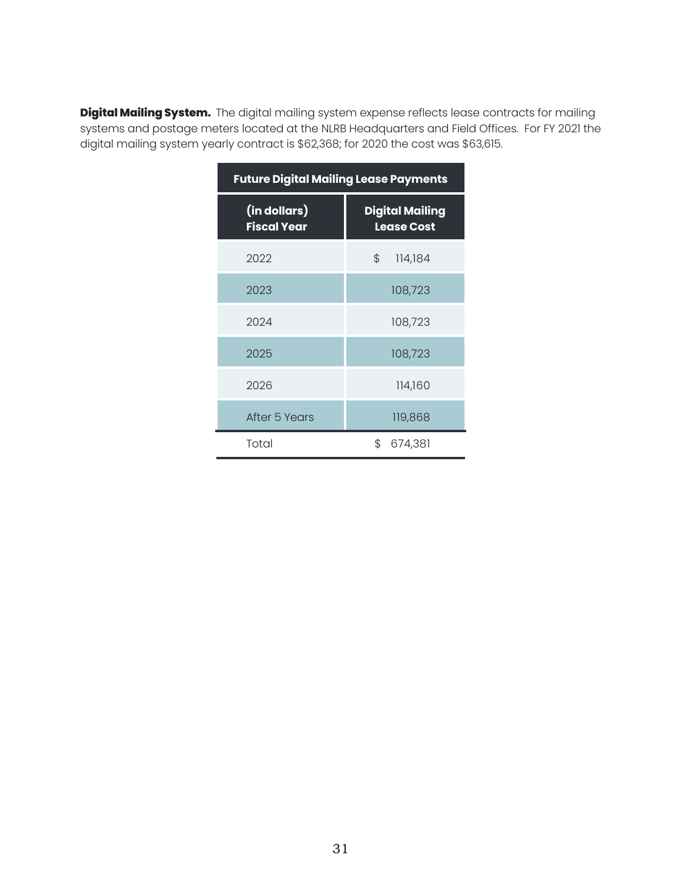**Digital Mailing System.** The digital mailing system expense reflects lease contracts for mailing systems and postage meters located at the NLRB Headquarters and Field Offices. For FY 2021 the digital mailing system yearly contract is $62,368; for 2020 the cost was $63,615.

| Future Digital Mailing Lease Payments | |
|---|---|
| **(in dollars) Fiscal Year** | **Digital Mailing Lease Cost** |
| 2022 | $ 114,184 |
| 2023 | 108,723 |
| 2024 | 108,723 |
| 2025 | 108,723 |
| 2026 | 114,160 |
| After 5 Years | 119,868 |
| Total | $ 674,381 |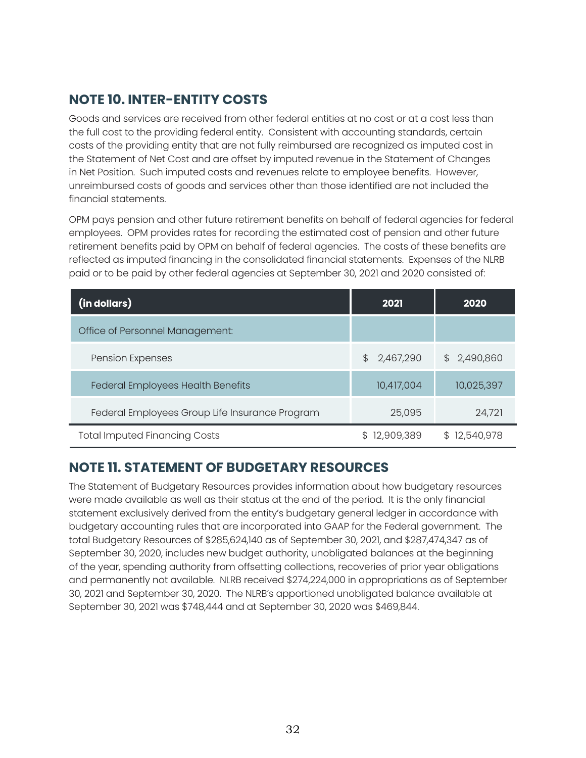## NOTE 10. INTER-ENTITY COSTS

Goods and services are received from other federal entities at no cost or at a cost less than the full cost to the providing federal entity. Consistent with accounting standards, certain costs of the providing entity that are not fully reimbursed are recognized as imputed cost in the Statement of Net Cost and are offset by imputed revenue in the Statement of Changes in Net Position. Such imputed costs and revenues relate to employee benefits. However, unreimbursed costs of goods and services other than those identified are not included the financial statements.

OPM pays pension and other future retirement benefits on behalf of federal agencies for federal employees. OPM provides rates for recording the estimated cost of pension and other future retirement benefits paid by OPM on behalf of federal agencies. The costs of these benefits are reflected as imputed financing in the consolidated financial statements. Expenses of the NLRB paid or to be paid by other federal agencies at September 30, 2021 and 2020 consisted of:

| (in dollars) | 2021 | 2020 |
|---|---|---|
| Office of Personnel Management: | | |
| Pension Expenses | $ 2,467,290 | $ 2,490,860 |
| Federal Employees Health Benefits | 10,417,004 | 10,025,397 |
| Federal Employees Group Life Insurance Program | 25,095 | 24,721 |
| Total Imputed Financing Costs | $ 12,909,389 | $ 12,540,978 |

## NOTE 11. STATEMENT OF BUDGETARY RESOURCES

The Statement of Budgetary Resources provides information about how budgetary resources were made available as well as their status at the end of the period. It is the only financial statement exclusively derived from the entity's budgetary general ledger in accordance with budgetary accounting rules that are incorporated into GAAP for the Federal government. The total Budgetary Resources of $285,624,140 as of September 30, 2021, and $287,474,347 as of September 30, 2020, includes new budget authority, unobligated balances at the beginning of the year, spending authority from offsetting collections, recoveries of prior year obligations and permanently not available. NLRB received $274,224,000 in appropriations as of September 30, 2021 and September 30, 2020. The NLRB's apportioned unobligated balance available at September 30, 2021 was $748,444 and at September 30, 2020 was $469,844.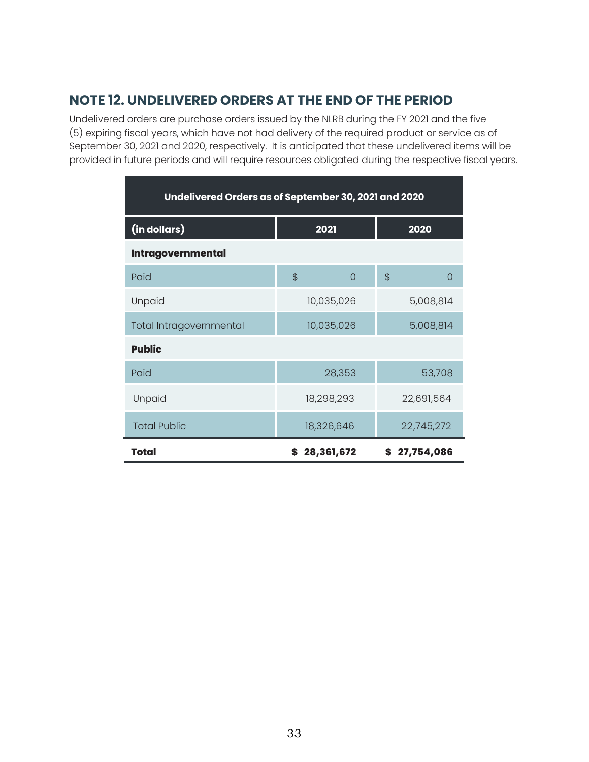## NOTE 12. UNDELIVERED ORDERS AT THE END OF THE PERIOD

Undelivered orders are purchase orders issued by the NLRB during the FY 2021 and the five (5) expiring fiscal years, which have not had delivery of the required product or service as of September 30, 2021 and 2020, respectively. It is anticipated that these undelivered items will be provided in future periods and will require resources obligated during the respective fiscal years.

| Undelivered Orders as of September 30, 2021 and 2020 | | |
|---|---|---|
| **(in dollars)** | **2021** | **2020** |
| **Intragovernmental** | | |
| Paid | $ 0 | $ 0 |
| Unpaid | 10,035,026 | 5,008,814 |
| Total Intragovernmental | 10,035,026 | 5,008,814 |
| **Public** | | |
| Paid | 28,353 | 53,708 |
| Unpaid | 18,298,293 | 22,691,564 |
| Total Public | 18,326,646 | 22,745,272 |
| **Total** | **$ 28,361,672** | **$ 27,754,086** |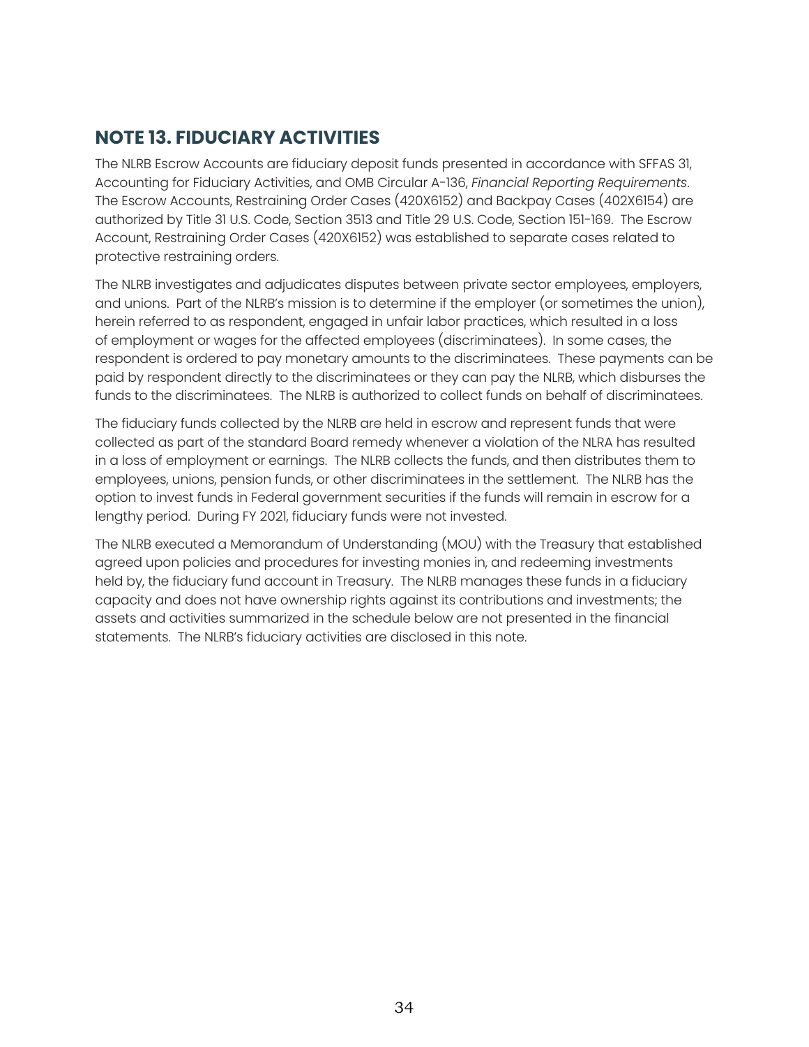## NOTE 13. FIDUCIARY ACTIVITIES

The NLRB Escrow Accounts are fiduciary deposit funds presented in accordance with SFFAS 31, Accounting for Fiduciary Activities, and OMB Circular A-136, *Financial Reporting Requirements*. The Escrow Accounts, Restraining Order Cases (420X6152) and Backpay Cases (402X6154) are authorized by Title 31 U.S. Code, Section 3513 and Title 29 U.S. Code, Section 151-169. The Escrow Account, Restraining Order Cases (420X6152) was established to separate cases related to protective restraining orders.

The NLRB investigates and adjudicates disputes between private sector employees, employers, and unions. Part of the NLRB's mission is to determine if the employer (or sometimes the union), herein referred to as respondent, engaged in unfair labor practices, which resulted in a loss of employment or wages for the affected employees (discriminatees). In some cases, the respondent is ordered to pay monetary amounts to the discriminatees. These payments can be paid by respondent directly to the discriminatees or they can pay the NLRB, which disburses the funds to the discriminatees. The NLRB is authorized to collect funds on behalf of discriminatees.

The fiduciary funds collected by the NLRB are held in escrow and represent funds that were collected as part of the standard Board remedy whenever a violation of the NLRA has resulted in a loss of employment or earnings. The NLRB collects the funds, and then distributes them to employees, unions, pension funds, or other discriminatees in the settlement. The NLRB has the option to invest funds in Federal government securities if the funds will remain in escrow for a lengthy period. During FY 2021, fiduciary funds were not invested.

The NLRB executed a Memorandum of Understanding (MOU) with the Treasury that established agreed upon policies and procedures for investing monies in, and redeeming investments held by, the fiduciary fund account in Treasury. The NLRB manages these funds in a fiduciary capacity and does not have ownership rights against its contributions and investments; the assets and activities summarized in the schedule below are not presented in the financial statements. The NLRB's fiduciary activities are disclosed in this note.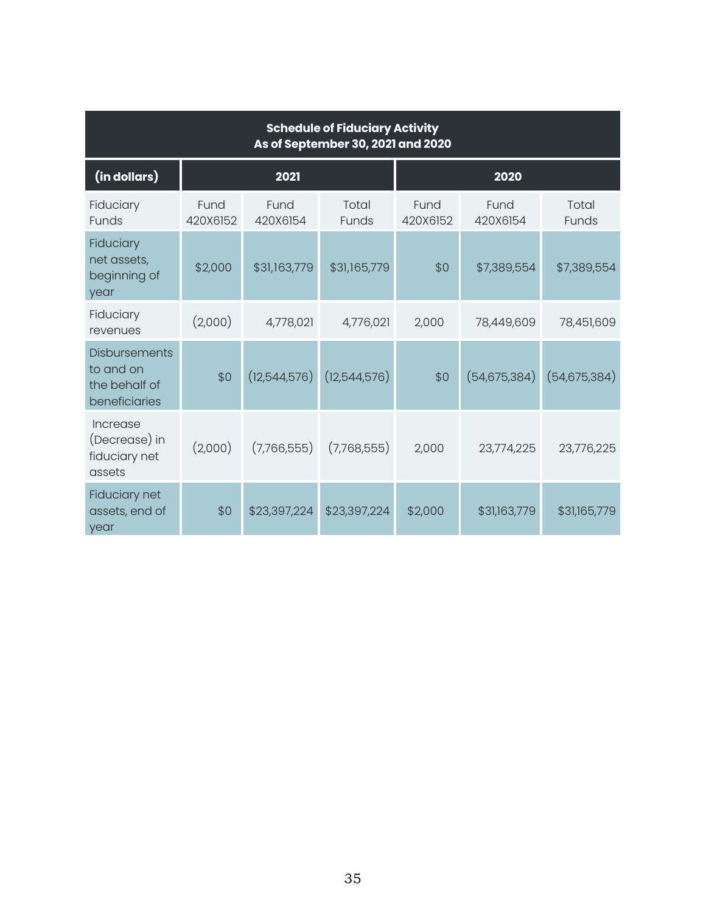| Schedule of Fiduciary Activity As of September 30, 2021 and 2020 | | | | | | |
|---|---|---|---|---|---|---|
| (in dollars) | 2021 | | | 2020 | | |
| Fiduciary Funds | Fund 420X6152 | Fund 420X6154 | Total Funds | Fund 420X6152 | Fund 420X6154 | Total Funds |
| Fiduciary net assets, beginning of year | $2,000 | $31,163,779 | $31,165,779 | $0 | $7,389,554 | $7,389,554 |
| Fiduciary revenues | (2,000) | 4,778,021 | 4,776,021 | 2,000 | 78,449,609 | 78,451,609 |
| Disbursements to and on the behalf of beneficiaries | $0 | (12,544,576) | (12,544,576) | $0 | (54,675,384) | (54,675,384) |
| Increase (Decrease) in fiduciary net assets | (2,000) | (7,766,555) | (7,768,555) | 2,000 | 23,774,225 | 23,776,225 |
| Fiduciary net assets, end of year | $0 | $23,397,224 | $23,397,224 | $2,000 | $31,163,779 | $31,165,779 |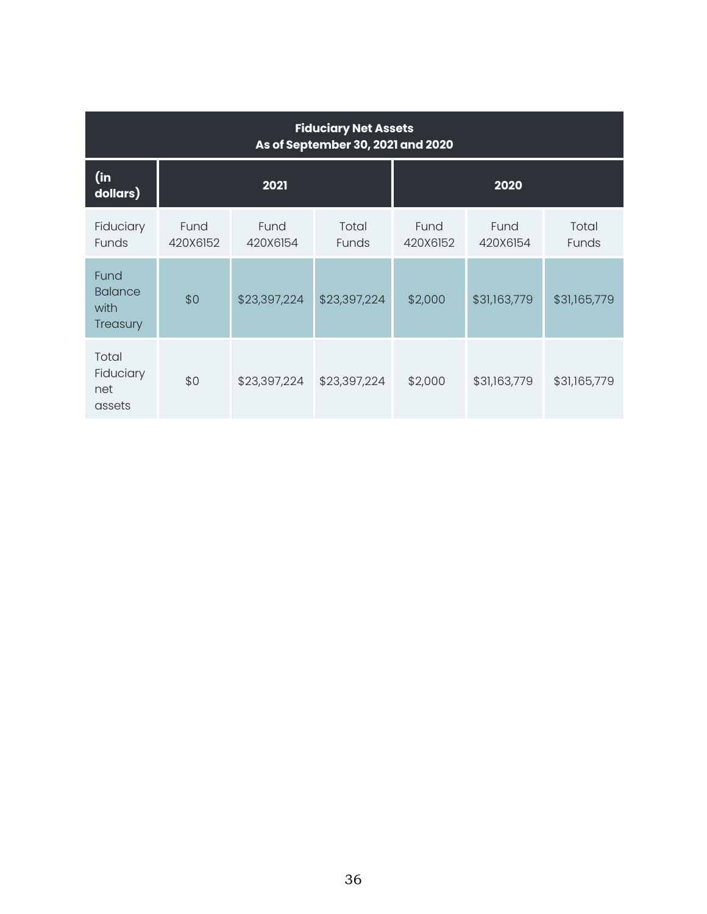| Fiduciary Net Assets As of September 30, 2021 and 2020 | | | | | | |
|---|---|---|---|---|---|---|
| (in dollars) | 2021 | | | 2020 | | |
| Fiduciary Funds | Fund 420X6152 | Fund 420X6154 | Total Funds | Fund 420X6152 | Fund 420X6154 | Total Funds |
| Fund Balance with Treasury | $0 | $23,397,224 | $23,397,224 | $2,000 | $31,163,779 | $31,165,779 |
| Total Fiduciary net assets | $0 | $23,397,224 | $23,397,224 | $2,000 | $31,163,779 | $31,165,779 |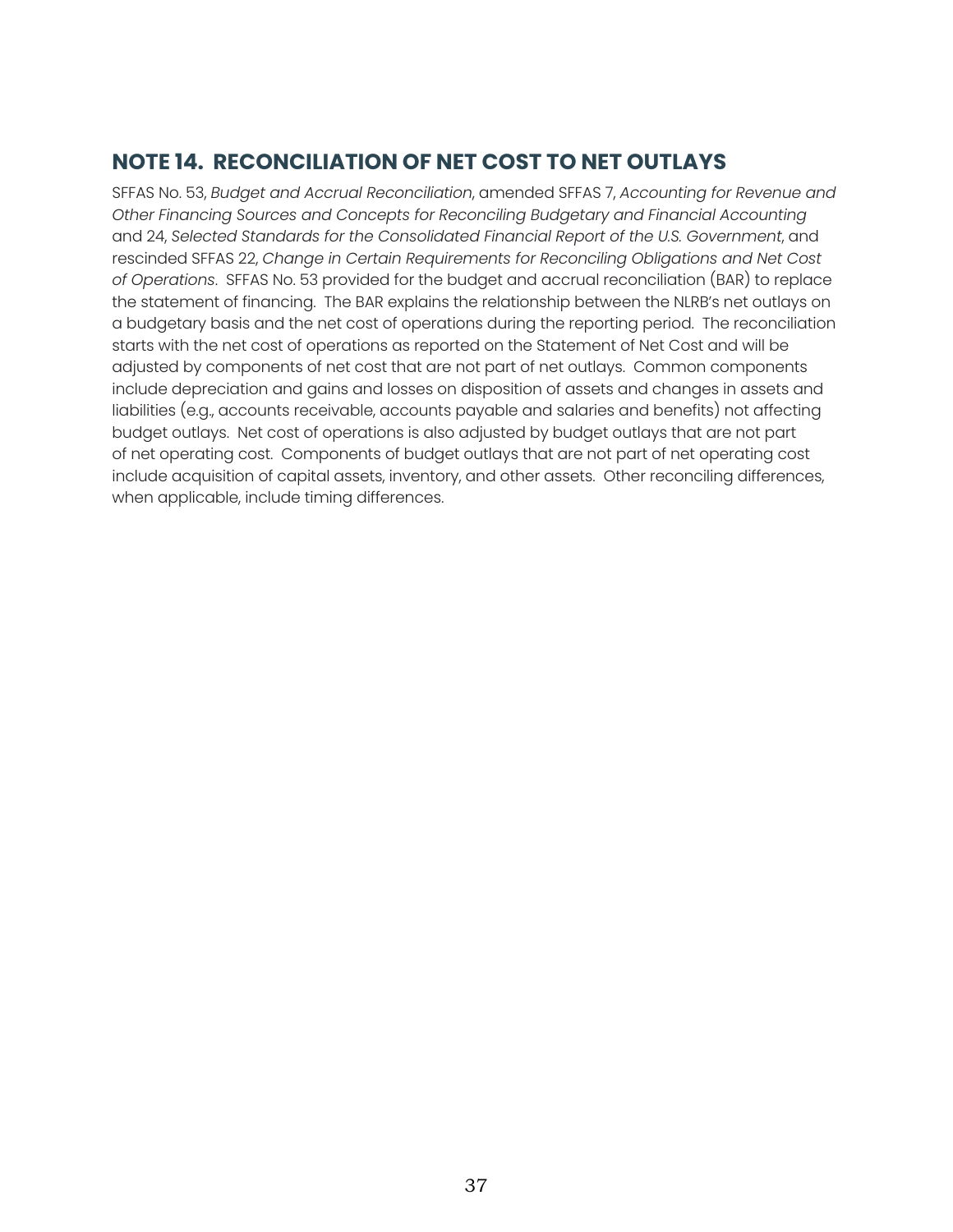## NOTE 14. RECONCILIATION OF NET COST TO NET OUTLAYS

SFFAS No. 53, *Budget and Accrual Reconciliation*, amended SFFAS 7, *Accounting for Revenue and Other Financing Sources and Concepts for Reconciling Budgetary and Financial Accounting* and 24, *Selected Standards for the Consolidated Financial Report of the U.S. Government*, and rescinded SFFAS 22, *Change in Certain Requirements for Reconciling Obligations and Net Cost of Operations*. SFFAS No. 53 provided for the budget and accrual reconciliation (BAR) to replace the statement of financing. The BAR explains the relationship between the NLRB's net outlays on a budgetary basis and the net cost of operations during the reporting period. The reconciliation starts with the net cost of operations as reported on the Statement of Net Cost and will be adjusted by components of net cost that are not part of net outlays. Common components include depreciation and gains and losses on disposition of assets and changes in assets and liabilities (e.g., accounts receivable, accounts payable and salaries and benefits) not affecting budget outlays. Net cost of operations is also adjusted by budget outlays that are not part of net operating cost. Components of budget outlays that are not part of net operating cost include acquisition of capital assets, inventory, and other assets. Other reconciling differences, when applicable, include timing differences.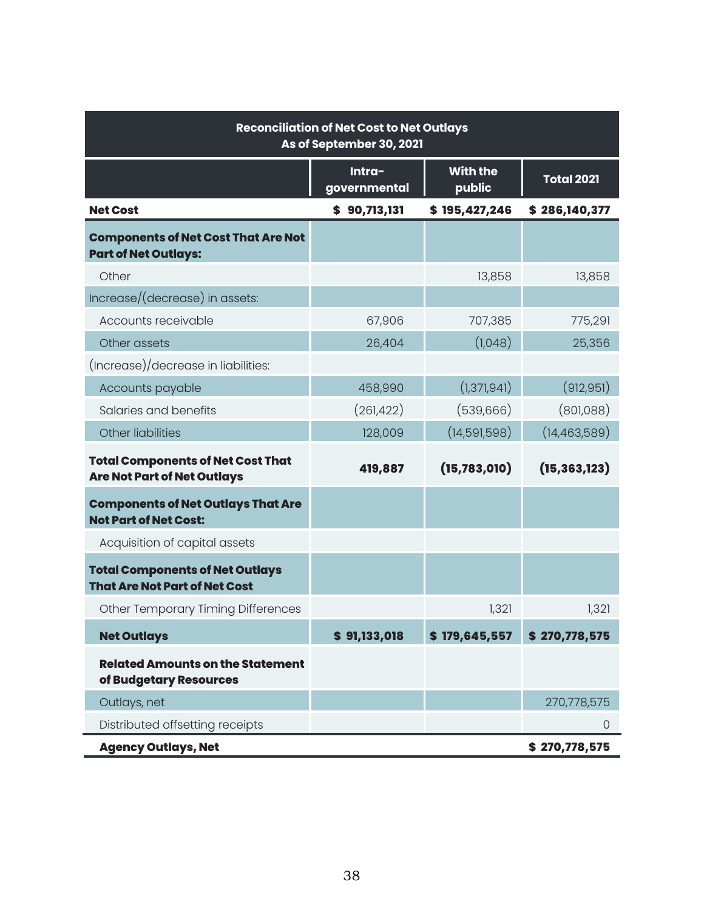| Reconciliation of Net Cost to Net Outlays As of September 30, 2021 | | | |
|---|---|---|---|
| | **Intra-governmental** | **With the public** | **Total 2021** |
| **Net Cost** | **$ 90,713,131** | **$ 195,427,246** | **$ 286,140,377** |
| **Components of Net Cost That Are Not Part of Net Outlays:** | | | |
| Other | | 13,858 | 13,858 |
| Increase/(decrease) in assets: | | | |
| Accounts receivable | 67,906 | 707,385 | 775,291 |
| Other assets | 26,404 | (1,048) | 25,356 |
| (Increase)/decrease in liabilities: | | | |
| Accounts payable | 458,990 | (1,371,941) | (912,951) |
| Salaries and benefits | (261,422) | (539,666) | (801,088) |
| Other liabilities | 128,009 | (14,591,598) | (14,463,589) |
| **Total Components of Net Cost That Are Not Part of Net Outlays** | **419,887** | **(15,783,010)** | **(15,363,123)** |
| **Components of Net Outlays That Are Not Part of Net Cost:** | | | |
| Acquisition of capital assets | | | |
| **Total Components of Net Outlays That Are Not Part of Net Cost** | | | |
| Other Temporary Timing Differences | | 1,321 | 1,321 |
| **Net Outlays** | **$ 91,133,018** | **$ 179,645,557** | **$ 270,778,575** |
| **Related Amounts on the Statement of Budgetary Resources** | | | |
| Outlays, net | | | 270,778,575 |
| Distributed offsetting receipts | | | 0 |
| **Agency Outlays, Net** | | | **$ 270,778,575** |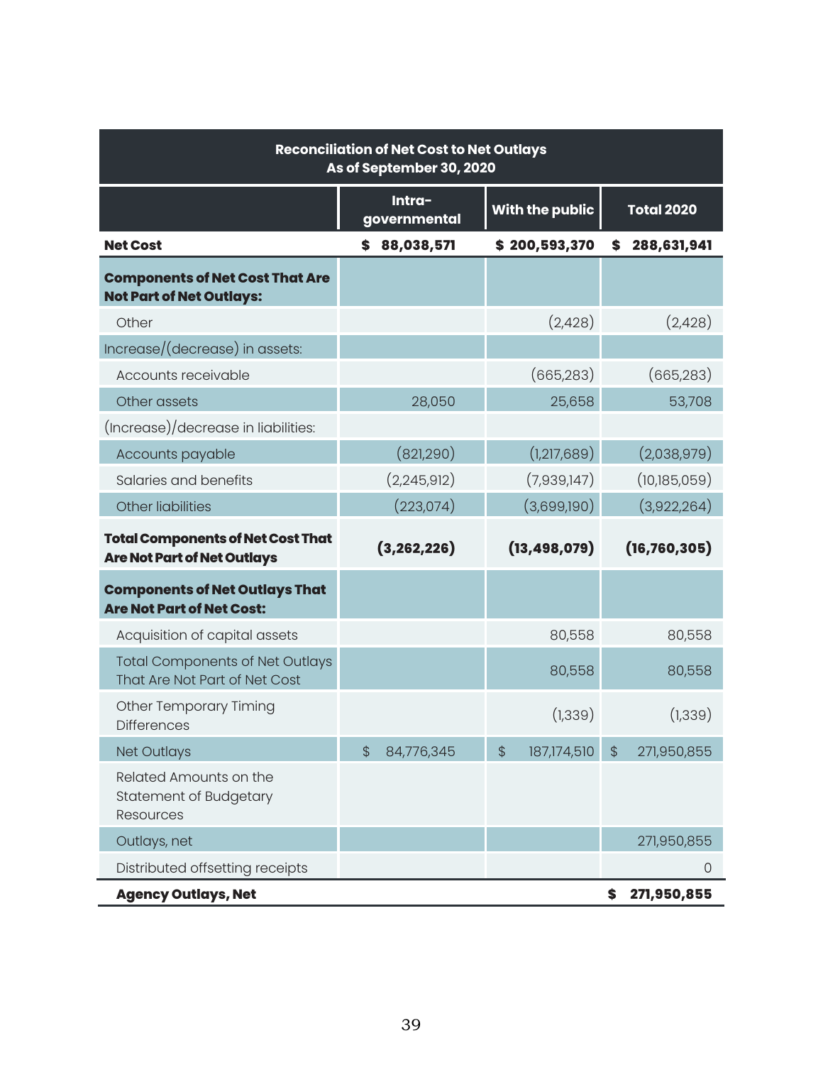| Reconciliation of Net Cost to Net Outlays As of September 30, 2020 | | | |
|---|---|---|---|
| | **Intra-governmental** | **With the public** | **Total 2020** |
| **Net Cost** | **$ 88,038,571** | **$ 200,593,370** | **$ 288,631,941** |
| **Components of Net Cost That Are Not Part of Net Outlays:** | | | |
| Other | | (2,428) | (2,428) |
| Increase/(decrease) in assets: | | | |
| Accounts receivable | | (665,283) | (665,283) |
| Other assets | 28,050 | 25,658 | 53,708 |
| (Increase)/decrease in liabilities: | | | |
| Accounts payable | (821,290) | (1,217,689) | (2,038,979) |
| Salaries and benefits | (2,245,912) | (7,939,147) | (10,185,059) |
| Other liabilities | (223,074) | (3,699,190) | (3,922,264) |
| **Total Components of Net Cost That Are Not Part of Net Outlays** | **(3,262,226)** | **(13,498,079)** | **(16,760,305)** |
| **Components of Net Outlays That Are Not Part of Net Cost:** | | | |
| Acquisition of capital assets | | 80,558 | 80,558 |
| Total Components of Net Outlays That Are Not Part of Net Cost | | 80,558 | 80,558 |
| Other Temporary Timing Differences | | (1,339) | (1,339) |
| Net Outlays | $ 84,776,345 | $ 187,174,510 | $ 271,950,855 |
| Related Amounts on the Statement of Budgetary Resources | | | |
| Outlays, net | | | 271,950,855 |
| Distributed offsetting receipts | | | 0 |
| **Agency Outlays, Net** | | | **$ 271,950,855** |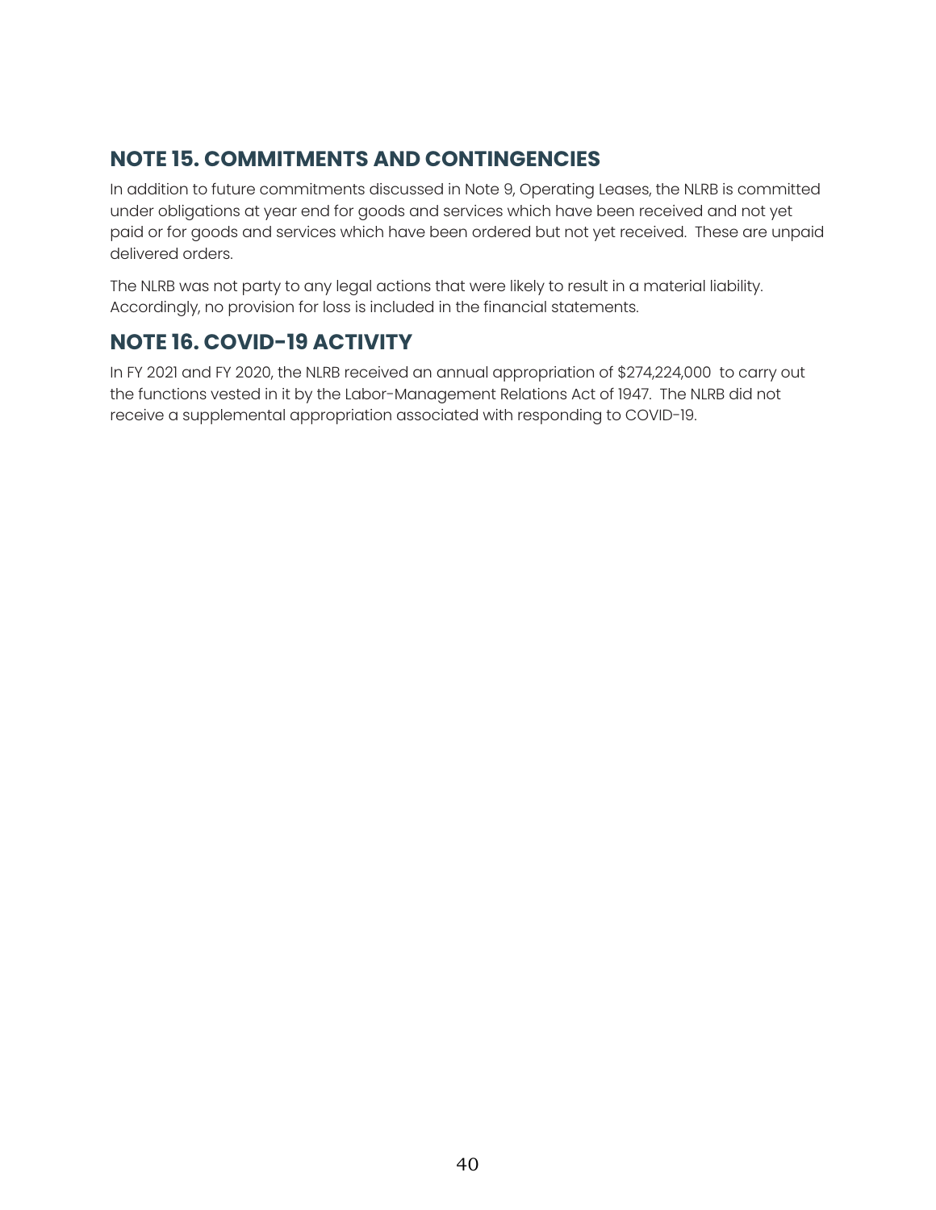## NOTE 15. COMMITMENTS AND CONTINGENCIES

In addition to future commitments discussed in Note 9, Operating Leases, the NLRB is committed under obligations at year end for goods and services which have been received and not yet paid or for goods and services which have been ordered but not yet received. These are unpaid delivered orders.

The NLRB was not party to any legal actions that were likely to result in a material liability. Accordingly, no provision for loss is included in the financial statements.

## NOTE 16. COVID-19 ACTIVITY

In FY 2021 and FY 2020, the NLRB received an annual appropriation of $274,224,000 to carry out the functions vested in it by the Labor-Management Relations Act of 1947. The NLRB did not receive a supplemental appropriation associated with responding to COVID-19.